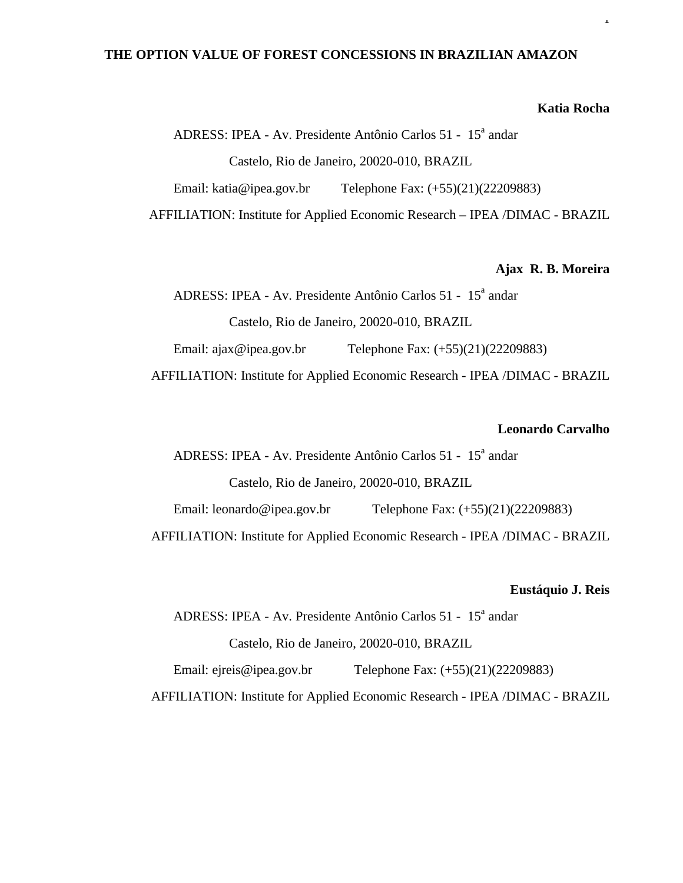# THE OPTION VALUE OF FOREST CONCESSIONS IN BRAZILIAN AMAZON

**Katia Rocha**

ADRESS: IPEA - Av. Presidente Antônio Carlos 51 - 15[a] andar

Castelo, Rio de Janeiro, 20020-010, BRAZIL

Email: katia@ipea.gov.br Telephone Fax: (+55)(21)(22209883)

AFFILIATION: Institute for Applied Economic Research – IPEA /DIMAC - BRAZIL

**Ajax R. B. Moreira**

ADRESS: IPEA - Av. Presidente Antônio Carlos 51 - 15[a] andar

Castelo, Rio de Janeiro, 20020-010, BRAZIL

Email: ajax@ipea.gov.br Telephone Fax: (+55)(21)(22209883)

AFFILIATION: Institute for Applied Economic Research - IPEA /DIMAC - BRAZIL

**Leonardo Carvalho**

ADRESS: IPEA - Av. Presidente Antônio Carlos 51 - 15[a] andar

Castelo, Rio de Janeiro, 20020-010, BRAZIL

Email: leonardo@ipea.gov.br Telephone Fax: (+55)(21)(22209883)

AFFILIATION: Institute for Applied Economic Research - IPEA /DIMAC - BRAZIL

**Eustáquio J. Reis**

ADRESS: IPEA - Av. Presidente Antônio Carlos 51 - 15[a] andar

Castelo, Rio de Janeiro, 20020-010, BRAZIL

Email: ejreis@ipea.gov.br Telephone Fax: (+55)(21)(22209883)

AFFILIATION: Institute for Applied Economic Research - IPEA /DIMAC - BRAZIL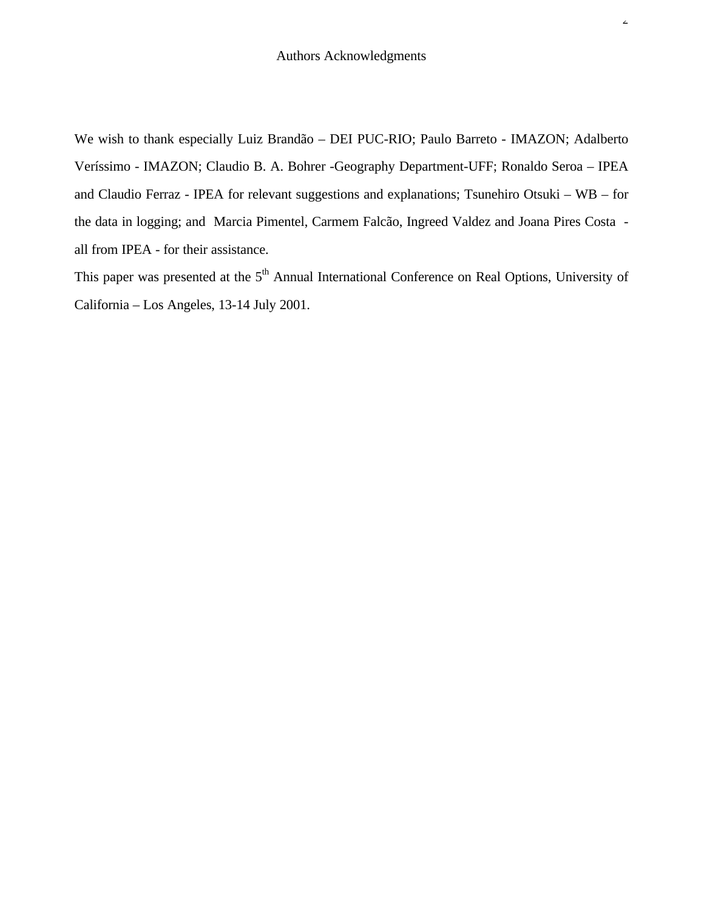## Authors Acknowledgments

We wish to thank especially Luiz Brandão – DEI PUC-RIO; Paulo Barreto - IMAZON; Adalberto Veríssimo - IMAZON; Claudio B. A. Bohrer -Geography Department-UFF; Ronaldo Seroa – IPEA and Claudio Ferraz - IPEA for relevant suggestions and explanations; Tsunehiro Otsuki – WB – for the data in logging; and Marcia Pimentel, Carmem Falcão, Ingreed Valdez and Joana Pires Costa - all from IPEA - for their assistance.

This paper was presented at the 5th Annual International Conference on Real Options, University of California – Los Angeles, 13-14 July 2001.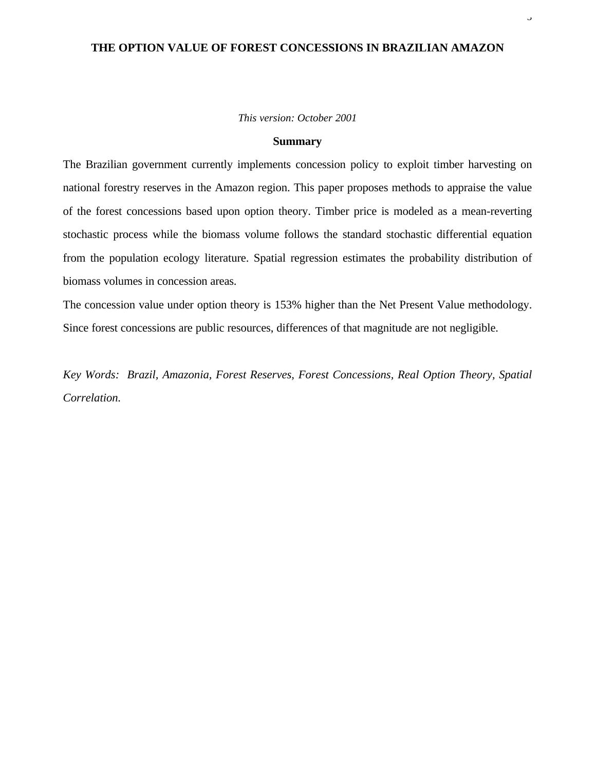# THE OPTION VALUE OF FOREST CONCESSIONS IN BRAZILIAN AMAZON

*This version: October 2001*

## Summary

The Brazilian government currently implements concession policy to exploit timber harvesting on national forestry reserves in the Amazon region. This paper proposes methods to appraise the value of the forest concessions based upon option theory. Timber price is modeled as a mean-reverting stochastic process while the biomass volume follows the standard stochastic differential equation from the population ecology literature. Spatial regression estimates the probability distribution of biomass volumes in concession areas.

The concession value under option theory is 153% higher than the Net Present Value methodology. Since forest concessions are public resources, differences of that magnitude are not negligible.

*Key Words: Brazil, Amazonia, Forest Reserves, Forest Concessions, Real Option Theory, Spatial Correlation.*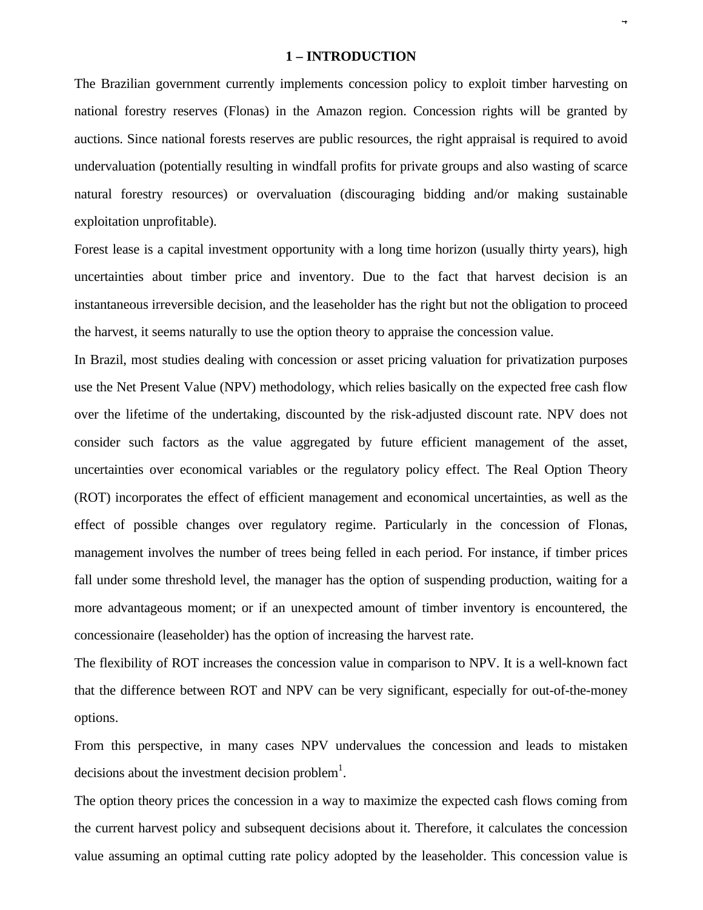# 1 – INTRODUCTION

The Brazilian government currently implements concession policy to exploit timber harvesting on national forestry reserves (Flonas) in the Amazon region. Concession rights will be granted by auctions. Since national forests reserves are public resources, the right appraisal is required to avoid undervaluation (potentially resulting in windfall profits for private groups and also wasting of scarce natural forestry resources) or overvaluation (discouraging bidding and/or making sustainable exploitation unprofitable).

Forest lease is a capital investment opportunity with a long time horizon (usually thirty years), high uncertainties about timber price and inventory. Due to the fact that harvest decision is an instantaneous irreversible decision, and the leaseholder has the right but not the obligation to proceed the harvest, it seems naturally to use the option theory to appraise the concession value.

In Brazil, most studies dealing with concession or asset pricing valuation for privatization purposes use the Net Present Value (NPV) methodology, which relies basically on the expected free cash flow over the lifetime of the undertaking, discounted by the risk-adjusted discount rate. NPV does not consider such factors as the value aggregated by future efficient management of the asset, uncertainties over economical variables or the regulatory policy effect. The Real Option Theory (ROT) incorporates the effect of efficient management and economical uncertainties, as well as the effect of possible changes over regulatory regime. Particularly in the concession of Flonas, management involves the number of trees being felled in each period. For instance, if timber prices fall under some threshold level, the manager has the option of suspending production, waiting for a more advantageous moment; or if an unexpected amount of timber inventory is encountered, the concessionaire (leaseholder) has the option of increasing the harvest rate.

The flexibility of ROT increases the concession value in comparison to NPV. It is a well-known fact that the difference between ROT and NPV can be very significant, especially for out-of-the-money options.

From this perspective, in many cases NPV undervalues the concession and leads to mistaken decisions about the investment decision problem[1].

The option theory prices the concession in a way to maximize the expected cash flows coming from the current harvest policy and subsequent decisions about it. Therefore, it calculates the concession value assuming an optimal cutting rate policy adopted by the leaseholder. This concession value is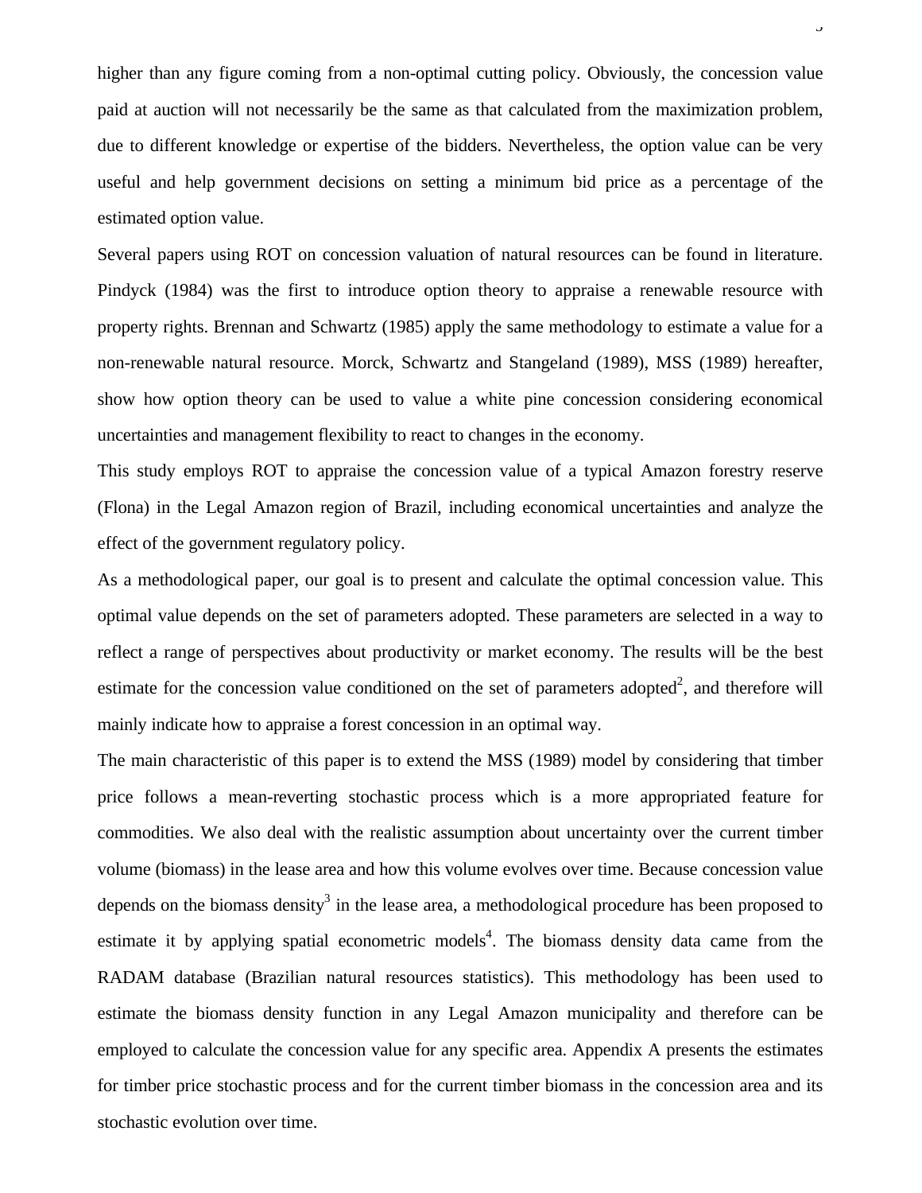higher than any figure coming from a non-optimal cutting policy. Obviously, the concession value paid at auction will not necessarily be the same as that calculated from the maximization problem, due to different knowledge or expertise of the bidders. Nevertheless, the option value can be very useful and help government decisions on setting a minimum bid price as a percentage of the estimated option value.

Several papers using ROT on concession valuation of natural resources can be found in literature. Pindyck (1984) was the first to introduce option theory to appraise a renewable resource with property rights. Brennan and Schwartz (1985) apply the same methodology to estimate a value for a non-renewable natural resource. Morck, Schwartz and Stangeland (1989), MSS (1989) hereafter, show how option theory can be used to value a white pine concession considering economical uncertainties and management flexibility to react to changes in the economy.

This study employs ROT to appraise the concession value of a typical Amazon forestry reserve (Flona) in the Legal Amazon region of Brazil, including economical uncertainties and analyze the effect of the government regulatory policy.

As a methodological paper, our goal is to present and calculate the optimal concession value. This optimal value depends on the set of parameters adopted. These parameters are selected in a way to reflect a range of perspectives about productivity or market economy. The results will be the best estimate for the concession value conditioned on the set of parameters adopted[2], and therefore will mainly indicate how to appraise a forest concession in an optimal way.

The main characteristic of this paper is to extend the MSS (1989) model by considering that timber price follows a mean-reverting stochastic process which is a more appropriated feature for commodities. We also deal with the realistic assumption about uncertainty over the current timber volume (biomass) in the lease area and how this volume evolves over time. Because concession value depends on the biomass density[3] in the lease area, a methodological procedure has been proposed to estimate it by applying spatial econometric models[4]. The biomass density data came from the RADAM database (Brazilian natural resources statistics). This methodology has been used to estimate the biomass density function in any Legal Amazon municipality and therefore can be employed to calculate the concession value for any specific area. Appendix A presents the estimates for timber price stochastic process and for the current timber biomass in the concession area and its stochastic evolution over time.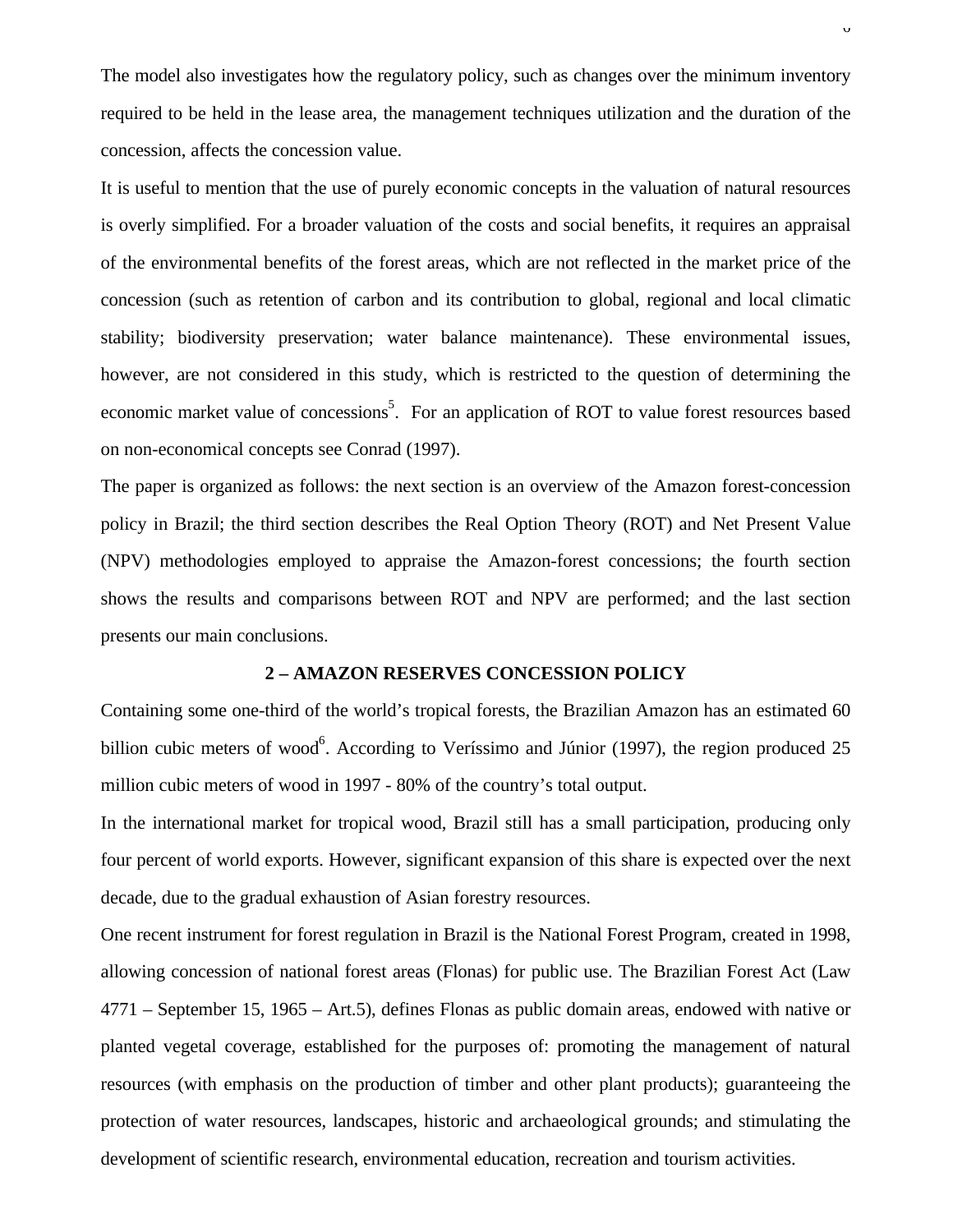The model also investigates how the regulatory policy, such as changes over the minimum inventory required to be held in the lease area, the management techniques utilization and the duration of the concession, affects the concession value.

It is useful to mention that the use of purely economic concepts in the valuation of natural resources is overly simplified. For a broader valuation of the costs and social benefits, it requires an appraisal of the environmental benefits of the forest areas, which are not reflected in the market price of the concession (such as retention of carbon and its contribution to global, regional and local climatic stability; biodiversity preservation; water balance maintenance). These environmental issues, however, are not considered in this study, which is restricted to the question of determining the economic market value of concessions[5]. For an application of ROT to value forest resources based on non-economical concepts see Conrad (1997).

The paper is organized as follows: the next section is an overview of the Amazon forest-concession policy in Brazil; the third section describes the Real Option Theory (ROT) and Net Present Value (NPV) methodologies employed to appraise the Amazon-forest concessions; the fourth section shows the results and comparisons between ROT and NPV are performed; and the last section presents our main conclusions.

## 2 – AMAZON RESERVES CONCESSION POLICY

Containing some one-third of the world's tropical forests, the Brazilian Amazon has an estimated 60 billion cubic meters of wood[6]. According to Veríssimo and Júnior (1997), the region produced 25 million cubic meters of wood in 1997 - 80% of the country's total output.

In the international market for tropical wood, Brazil still has a small participation, producing only four percent of world exports. However, significant expansion of this share is expected over the next decade, due to the gradual exhaustion of Asian forestry resources.

One recent instrument for forest regulation in Brazil is the National Forest Program, created in 1998, allowing concession of national forest areas (Flonas) for public use. The Brazilian Forest Act (Law 4771 – September 15, 1965 – Art.5), defines Flonas as public domain areas, endowed with native or planted vegetal coverage, established for the purposes of: promoting the management of natural resources (with emphasis on the production of timber and other plant products); guaranteeing the protection of water resources, landscapes, historic and archaeological grounds; and stimulating the development of scientific research, environmental education, recreation and tourism activities.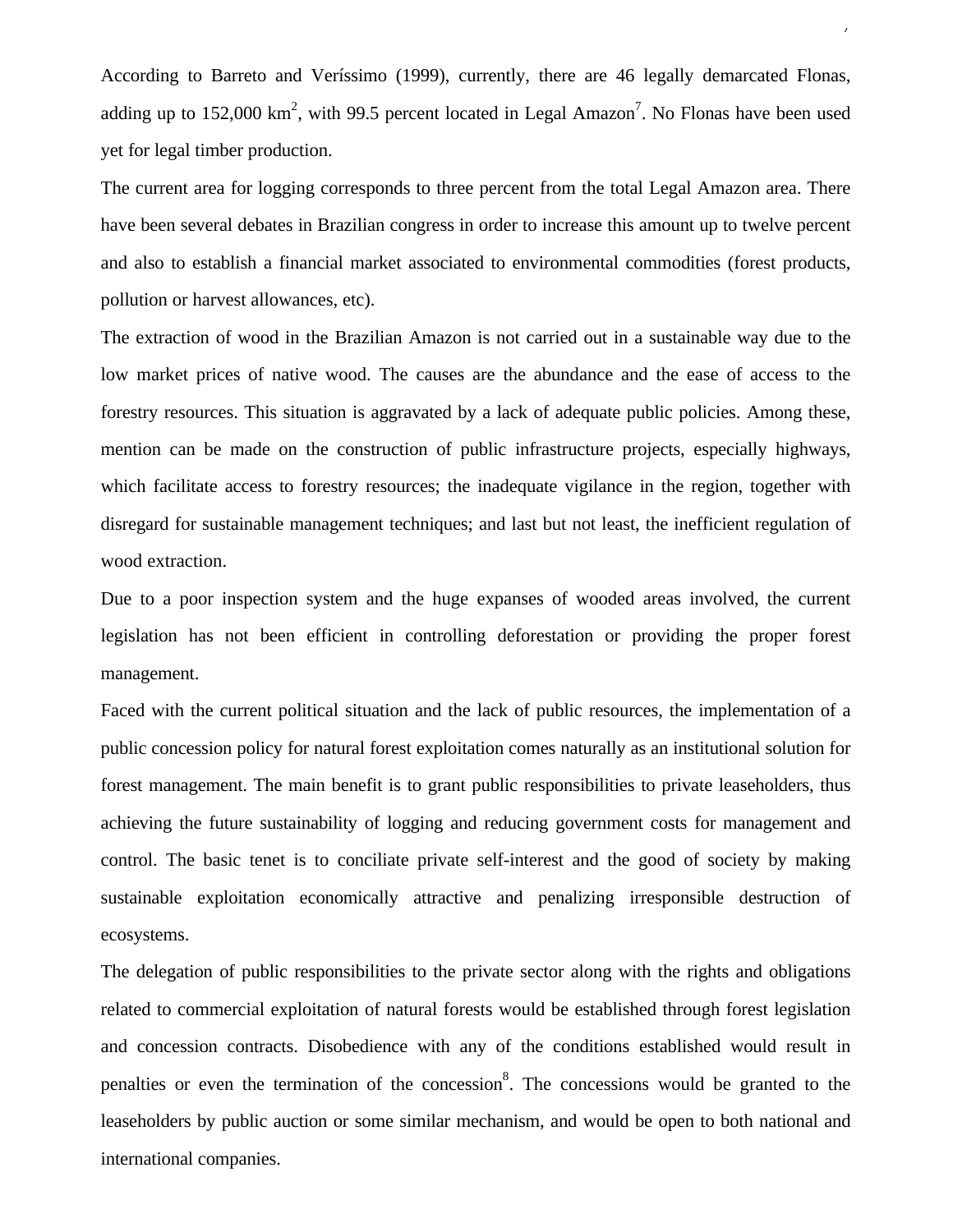According to Barreto and Veríssimo (1999), currently, there are 46 legally demarcated Flonas, adding up to 152,000 $km^2$, with 99.5 percent located in Legal Amazon[7]. No Flonas have been used yet for legal timber production.

The current area for logging corresponds to three percent from the total Legal Amazon area. There have been several debates in Brazilian congress in order to increase this amount up to twelve percent and also to establish a financial market associated to environmental commodities (forest products, pollution or harvest allowances, etc).

The extraction of wood in the Brazilian Amazon is not carried out in a sustainable way due to the low market prices of native wood. The causes are the abundance and the ease of access to the forestry resources. This situation is aggravated by a lack of adequate public policies. Among these, mention can be made on the construction of public infrastructure projects, especially highways, which facilitate access to forestry resources; the inadequate vigilance in the region, together with disregard for sustainable management techniques; and last but not least, the inefficient regulation of wood extraction.

Due to a poor inspection system and the huge expanses of wooded areas involved, the current legislation has not been efficient in controlling deforestation or providing the proper forest management.

Faced with the current political situation and the lack of public resources, the implementation of a public concession policy for natural forest exploitation comes naturally as an institutional solution for forest management. The main benefit is to grant public responsibilities to private leaseholders, thus achieving the future sustainability of logging and reducing government costs for management and control. The basic tenet is to conciliate private self-interest and the good of society by making sustainable exploitation economically attractive and penalizing irresponsible destruction of ecosystems.

The delegation of public responsibilities to the private sector along with the rights and obligations related to commercial exploitation of natural forests would be established through forest legislation and concession contracts. Disobedience with any of the conditions established would result in penalties or even the termination of the concession[8]. The concessions would be granted to the leaseholders by public auction or some similar mechanism, and would be open to both national and international companies.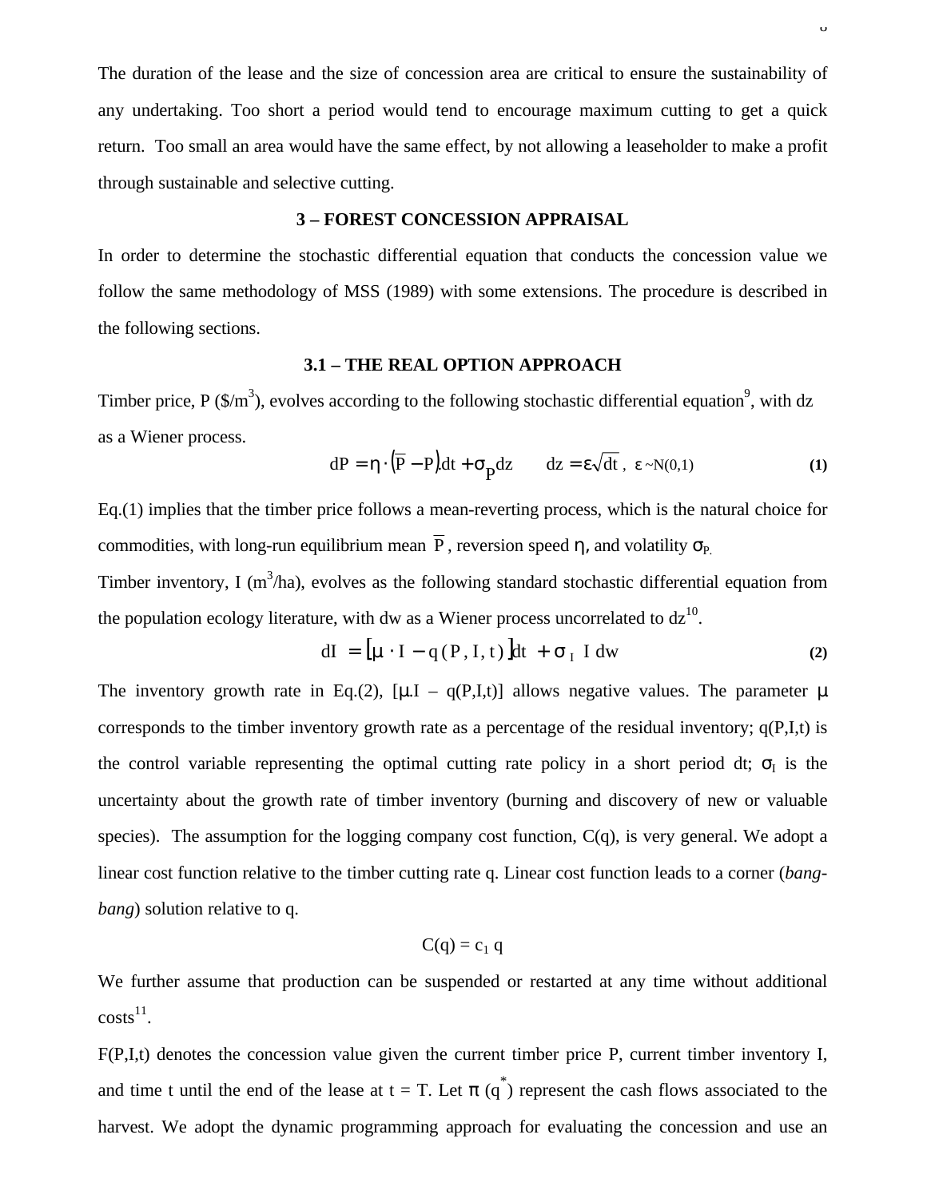The duration of the lease and the size of concession area are critical to ensure the sustainability of any undertaking. Too short a period would tend to encourage maximum cutting to get a quick return. Too small an area would have the same effect, by not allowing a leaseholder to make a profit through sustainable and selective cutting.

## 3 – FOREST CONCESSION APPRAISAL

In order to determine the stochastic differential equation that conducts the concession value we follow the same methodology of MSS (1989) with some extensions. The procedure is described in the following sections.

### 3.1 – THE REAL OPTION APPROACH

Timber price, P ($/m$^3$), evolves according to the following stochastic differential equation[9], with dz as a Wiener process.

$$dP = \eta \cdot \left(\overline{P} - P\right) dt + \sigma_P dz \qquad dz = \varepsilon \sqrt{dt}\ ,\ \varepsilon \sim N(0,1) \tag{1}$$

Eq.(1) implies that the timber price follows a mean-reverting process, which is the natural choice for commodities, with long-run equilibrium mean $\overline{P}$, reversion speed $\eta$, and volatility $\sigma_P$.

Timber inventory, I (m$^3$/ha), evolves as the following standard stochastic differential equation from the population ecology literature, with dw as a Wiener process uncorrelated to dz[10].

$$dI = \left[\mu \cdot I - q(P, I, t)\right] dt + \sigma_I\ I\ dw \tag{2}$$

The inventory growth rate in Eq.(2), [$\mu$.I – q(P,I,t)] allows negative values. The parameter $\mu$ corresponds to the timber inventory growth rate as a percentage of the residual inventory; q(P,I,t) is the control variable representing the optimal cutting rate policy in a short period dt; $\sigma_I$ is the uncertainty about the growth rate of timber inventory (burning and discovery of new or valuable species). The assumption for the logging company cost function, C(q), is very general. We adopt a linear cost function relative to the timber cutting rate q. Linear cost function leads to a corner (*bang-bang*) solution relative to q.

$$C(q) = c_1\ q$$

We further assume that production can be suspended or restarted at any time without additional costs[11].

F(P,I,t) denotes the concession value given the current timber price P, current timber inventory I, and time t until the end of the lease at t = T. Let $\pi\ (q^*)$ represent the cash flows associated to the harvest. We adopt the dynamic programming approach for evaluating the concession and use an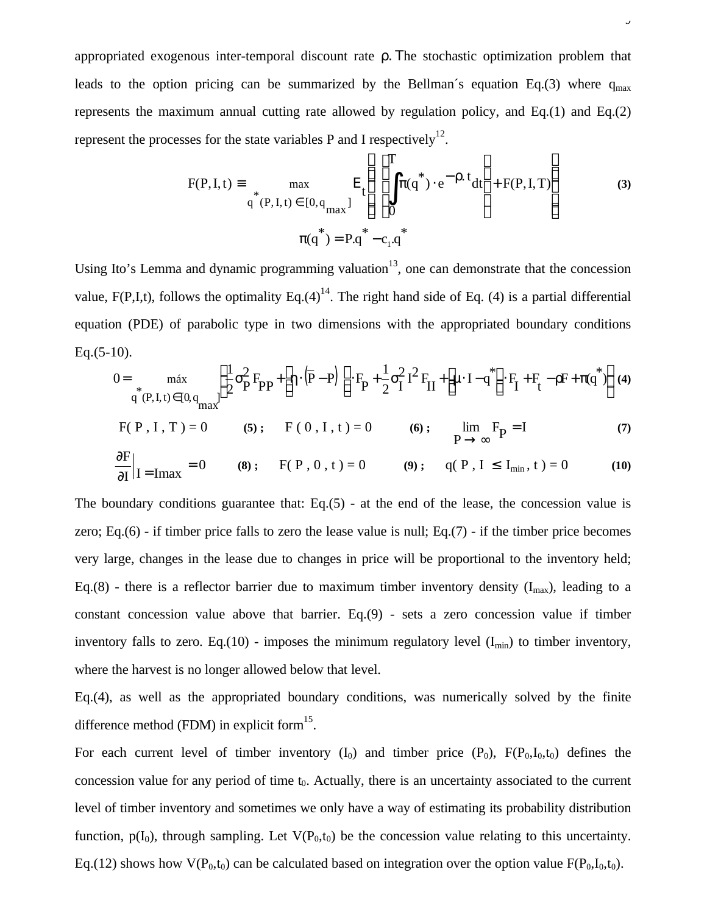appropriated exogenous inter-temporal discount rate $\rho$. The stochastic optimization problem that leads to the option pricing can be summarized by the Bellman´s equation Eq.(3) where $q_{max}$ represents the maximum annual cutting rate allowed by regulation policy, and Eq.(1) and Eq.(2) represent the processes for the state variables P and I respectively[12].

$$F(P,I,t) \equiv \max_{q^*(P,I,t) \in [0,q_{max}]} E_t \left[ \left( \int_0^T \pi(q^*) \cdot e^{-\rho . t} dt \right) + F(P,I,T) \right] \quad \textbf{(3)}$$

$$\pi(q^*) = P.q^* - c_1.q^*$$

Using Ito's Lemma and dynamic programming valuation[13], one can demonstrate that the concession value, F(P,I,t), follows the optimality Eq.(4)[14]. The right hand side of Eq. (4) is a partial differential equation (PDE) of parabolic type in two dimensions with the appropriated boundary conditions Eq.(5-10).

$$0 = \underset{q^*(P,I,t) \in [0,q_{max}]}{\text{máx}} \left[ \frac{1}{2}\sigma_P^2 F_{PP} + \left[ \eta \cdot \left( \bar{P} - P \right) \right] \cdot F_P + \frac{1}{2}\sigma_I^2 I^2 F_{II} + \left[ \mu \cdot I - q^* \right] \cdot F_I + F_t - \rho F + \pi(q^*) \right] \quad \textbf{(4)}$$

$F(P, I, T) = 0$ **(5)** ; $F(0, I, t) = 0$ **(6)** ; $\lim_{P \to \infty} F_P = I$ **(7)**

$\left.\frac{\partial F}{\partial I}\right|_{I = I\max} = 0$ **(8)** ; $F(P, 0, t) = 0$ **(9)** ; $q(P, I \le I_{min}, t) = 0$ **(10)**

The boundary conditions guarantee that: Eq.(5) - at the end of the lease, the concession value is zero; Eq.(6) - if timber price falls to zero the lease value is null; Eq.(7) - if the timber price becomes very large, changes in the lease due to changes in price will be proportional to the inventory held; Eq.(8) - there is a reflector barrier due to maximum timber inventory density ($I_{max}$), leading to a constant concession value above that barrier. Eq.(9) - sets a zero concession value if timber inventory falls to zero. Eq.(10) - imposes the minimum regulatory level ($I_{min}$) to timber inventory, where the harvest is no longer allowed below that level.

Eq.(4), as well as the appropriated boundary conditions, was numerically solved by the finite difference method (FDM) in explicit form[15].

For each current level of timber inventory ($I_0$) and timber price ($P_0$), $F(P_0,I_0,t_0)$ defines the concession value for any period of time $t_0$. Actually, there is an uncertainty associated to the current level of timber inventory and sometimes we only have a way of estimating its probability distribution function, $p(I_0)$, through sampling. Let $V(P_0,t_0)$ be the concession value relating to this uncertainty. Eq.(12) shows how $V(P_0,t_0)$ can be calculated based on integration over the option value $F(P_0,I_0,t_0)$.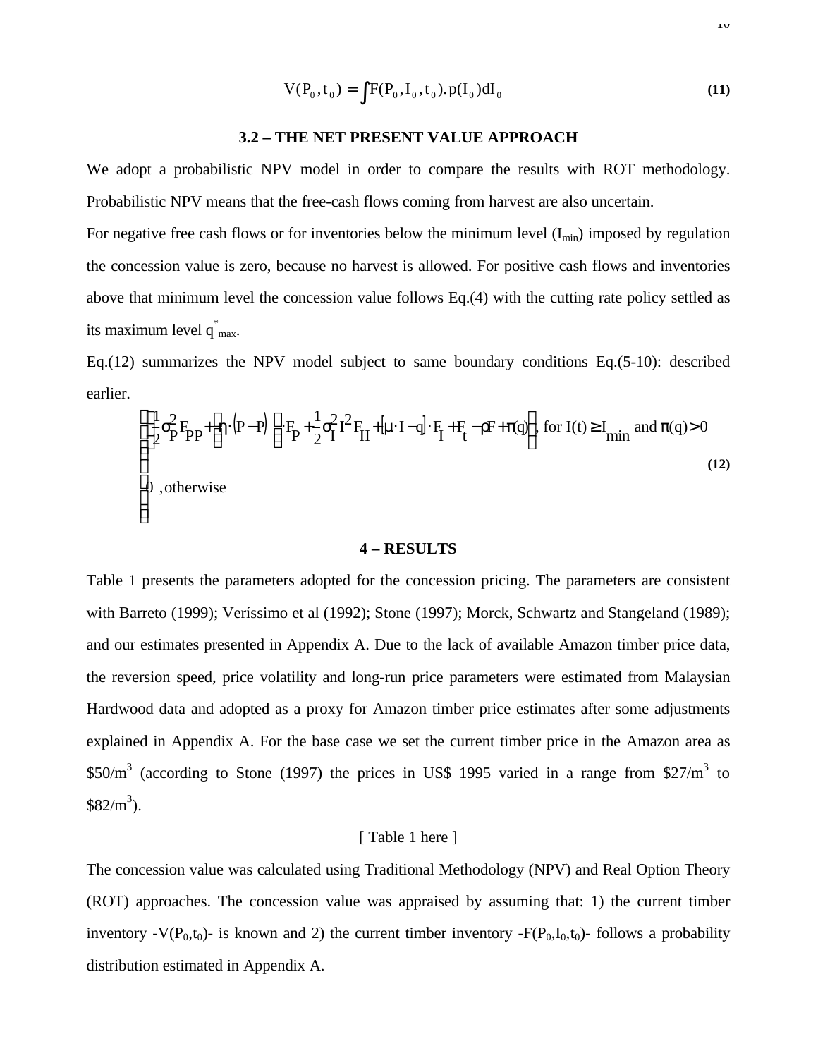$$V(P_0, t_0) = \int F(P_0, I_0, t_0).\, p(I_0) dI_0 \qquad \textbf{(11)}$$

### 3.2 – THE NET PRESENT VALUE APPROACH

We adopt a probabilistic NPV model in order to compare the results with ROT methodology. Probabilistic NPV means that the free-cash flows coming from harvest are also uncertain.

For negative free cash flows or for inventories below the minimum level ($I_{min}$) imposed by regulation the concession value is zero, because no harvest is allowed. For positive cash flows and inventories above that minimum level the concession value follows Eq.(4) with the cutting rate policy settled as its maximum level $q^*_{max}$.

Eq.(12) summarizes the NPV model subject to same boundary conditions Eq.(5-10): described earlier.

$$\begin{cases} \left[\frac{1}{2}\sigma_P^2 F_{PP} + \left[\eta \cdot \left(\bar{P} - P\right)\right] \cdot F_P + \frac{1}{2}\sigma_I^2 I^2 F_{II} + [\mu \cdot I - q] \cdot F_I + F_t - \rho F + \pi(q)\right], \text{ for } I(t) \geq I_{min} \text{ and } \pi(q) > 0 \\ 0 \text{ , otherwise} \end{cases} \qquad \textbf{(12)}$$

## 4 – RESULTS

Table 1 presents the parameters adopted for the concession pricing. The parameters are consistent with Barreto (1999); Veríssimo et al (1992); Stone (1997); Morck, Schwartz and Stangeland (1989); and our estimates presented in Appendix A. Due to the lack of available Amazon timber price data, the reversion speed, price volatility and long-run price parameters were estimated from Malaysian Hardwood data and adopted as a proxy for Amazon timber price estimates after some adjustments explained in Appendix A. For the base case we set the current timber price in the Amazon area as $50/m$^3$ (according to Stone (1997) the prices in US$ 1995 varied in a range from $27/m$^3$ to $82/m$^3$).

[ Table 1 here ]

The concession value was calculated using Traditional Methodology (NPV) and Real Option Theory (ROT) approaches. The concession value was appraised by assuming that: 1) the current timber inventory -$V(P_0,t_0)$- is known and 2) the current timber inventory -$F(P_0,I_0,t_0)$- follows a probability distribution estimated in Appendix A.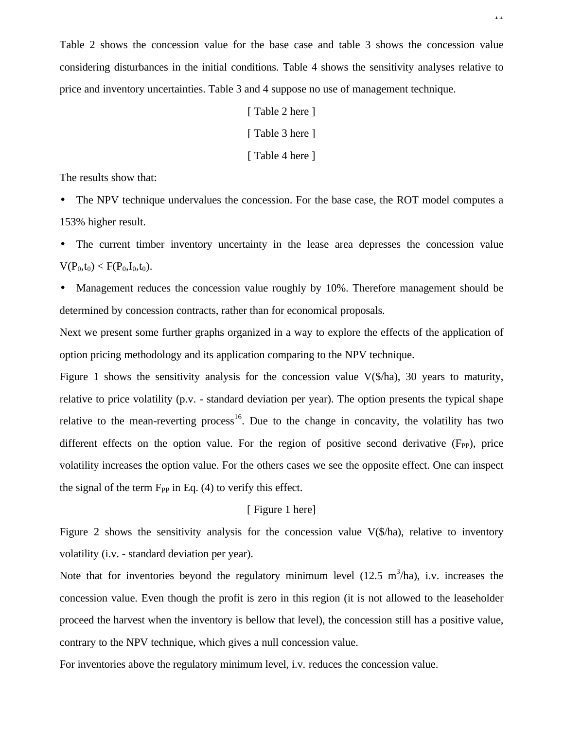Table 2 shows the concession value for the base case and table 3 shows the concession value considering disturbances in the initial conditions. Table 4 shows the sensitivity analyses relative to price and inventory uncertainties. Table 3 and 4 suppose no use of management technique.

[ Table 2 here ]

[ Table 3 here ]

[ Table 4 here ]

The results show that:

- The NPV technique undervalues the concession. For the base case, the ROT model computes a 153% higher result.
- The current timber inventory uncertainty in the lease area depresses the concession value $V(P_0,t_0) < F(P_0,I_0,t_0)$.
- Management reduces the concession value roughly by 10%. Therefore management should be determined by concession contracts, rather than for economical proposals.

Next we present some further graphs organized in a way to explore the effects of the application of option pricing methodology and its application comparing to the NPV technique.

Figure 1 shows the sensitivity analysis for the concession value V($/ha), 30 years to maturity, relative to price volatility (p.v. - standard deviation per year). The option presents the typical shape relative to the mean-reverting process[16]. Due to the change in concavity, the volatility has two different effects on the option value. For the region of positive second derivative ($F_{PP}$), price volatility increases the option value. For the others cases we see the opposite effect. One can inspect the signal of the term $F_{PP}$ in Eq. (4) to verify this effect.

[ Figure 1 here]

Figure 2 shows the sensitivity analysis for the concession value V($/ha), relative to inventory volatility (i.v. - standard deviation per year).

Note that for inventories beyond the regulatory minimum level (12.5 $m^3$/ha), i.v. increases the concession value. Even though the profit is zero in this region (it is not allowed to the leaseholder proceed the harvest when the inventory is bellow that level), the concession still has a positive value, contrary to the NPV technique, which gives a null concession value.

For inventories above the regulatory minimum level, i.v. reduces the concession value.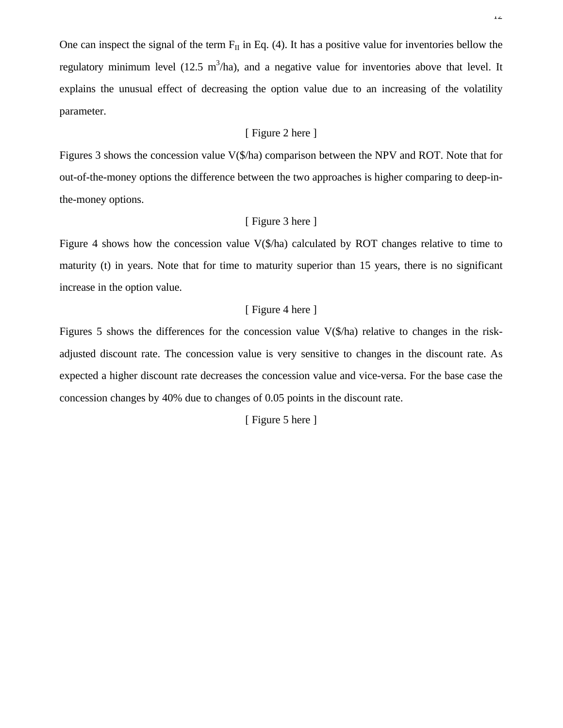One can inspect the signal of the term $F_{II}$ in Eq. (4). It has a positive value for inventories bellow the regulatory minimum level (12.5 $m^3$/ha), and a negative value for inventories above that level. It explains the unusual effect of decreasing the option value due to an increasing of the volatility parameter.

[ Figure 2 here ]

Figures 3 shows the concession value V($/ha) comparison between the NPV and ROT. Note that for out-of-the-money options the difference between the two approaches is higher comparing to deep-in-the-money options.

[ Figure 3 here ]

Figure 4 shows how the concession value V($/ha) calculated by ROT changes relative to time to maturity (t) in years. Note that for time to maturity superior than 15 years, there is no significant increase in the option value.

[ Figure 4 here ]

Figures 5 shows the differences for the concession value V($/ha) relative to changes in the risk-adjusted discount rate. The concession value is very sensitive to changes in the discount rate. As expected a higher discount rate decreases the concession value and vice-versa. For the base case the concession changes by 40% due to changes of 0.05 points in the discount rate.

[ Figure 5 here ]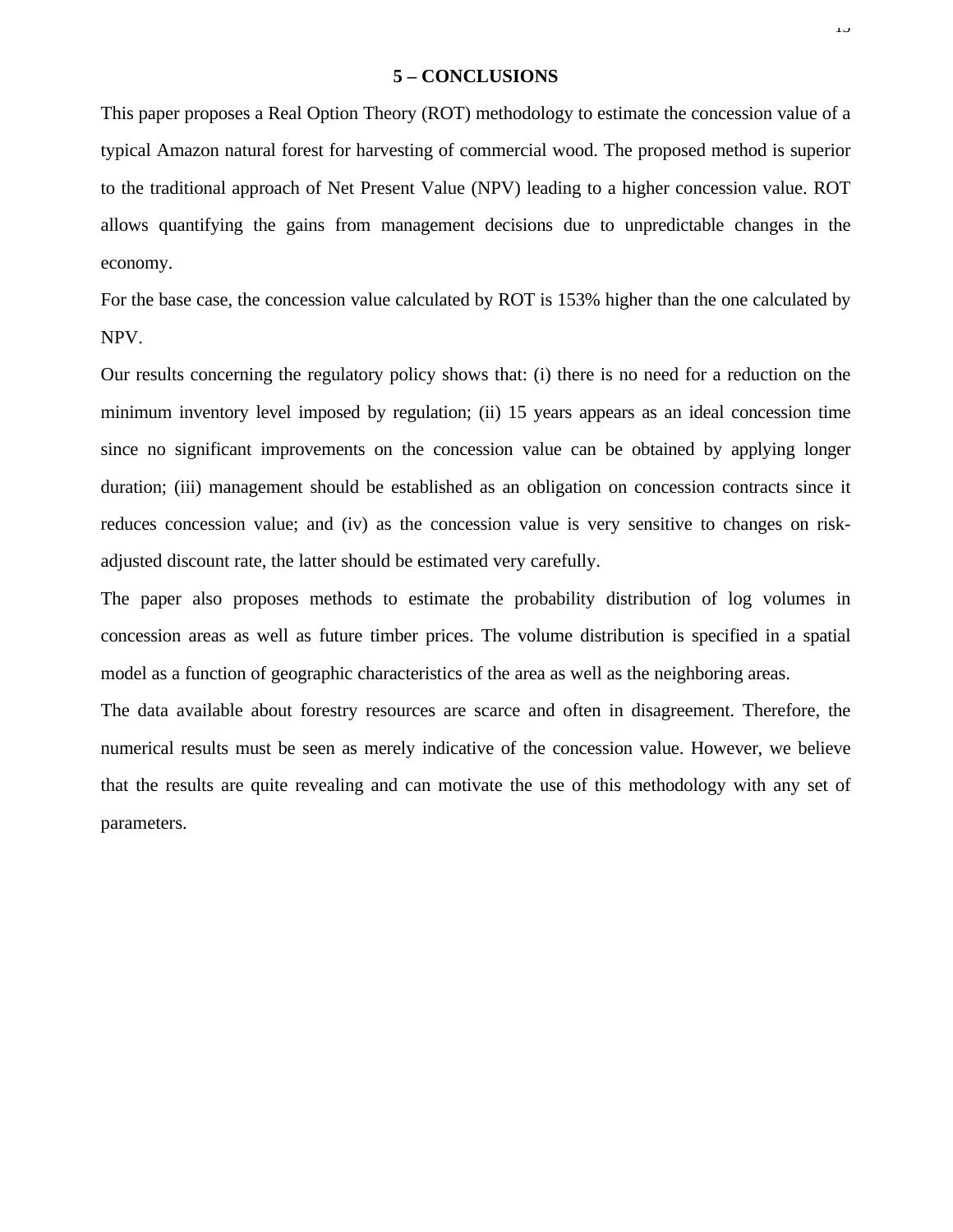## 5 – CONCLUSIONS

This paper proposes a Real Option Theory (ROT) methodology to estimate the concession value of a typical Amazon natural forest for harvesting of commercial wood. The proposed method is superior to the traditional approach of Net Present Value (NPV) leading to a higher concession value. ROT allows quantifying the gains from management decisions due to unpredictable changes in the economy.

For the base case, the concession value calculated by ROT is 153% higher than the one calculated by NPV.

Our results concerning the regulatory policy shows that: (i) there is no need for a reduction on the minimum inventory level imposed by regulation; (ii) 15 years appears as an ideal concession time since no significant improvements on the concession value can be obtained by applying longer duration; (iii) management should be established as an obligation on concession contracts since it reduces concession value; and (iv) as the concession value is very sensitive to changes on risk-adjusted discount rate, the latter should be estimated very carefully.

The paper also proposes methods to estimate the probability distribution of log volumes in concession areas as well as future timber prices. The volume distribution is specified in a spatial model as a function of geographic characteristics of the area as well as the neighboring areas.

The data available about forestry resources are scarce and often in disagreement. Therefore, the numerical results must be seen as merely indicative of the concession value. However, we believe that the results are quite revealing and can motivate the use of this methodology with any set of parameters.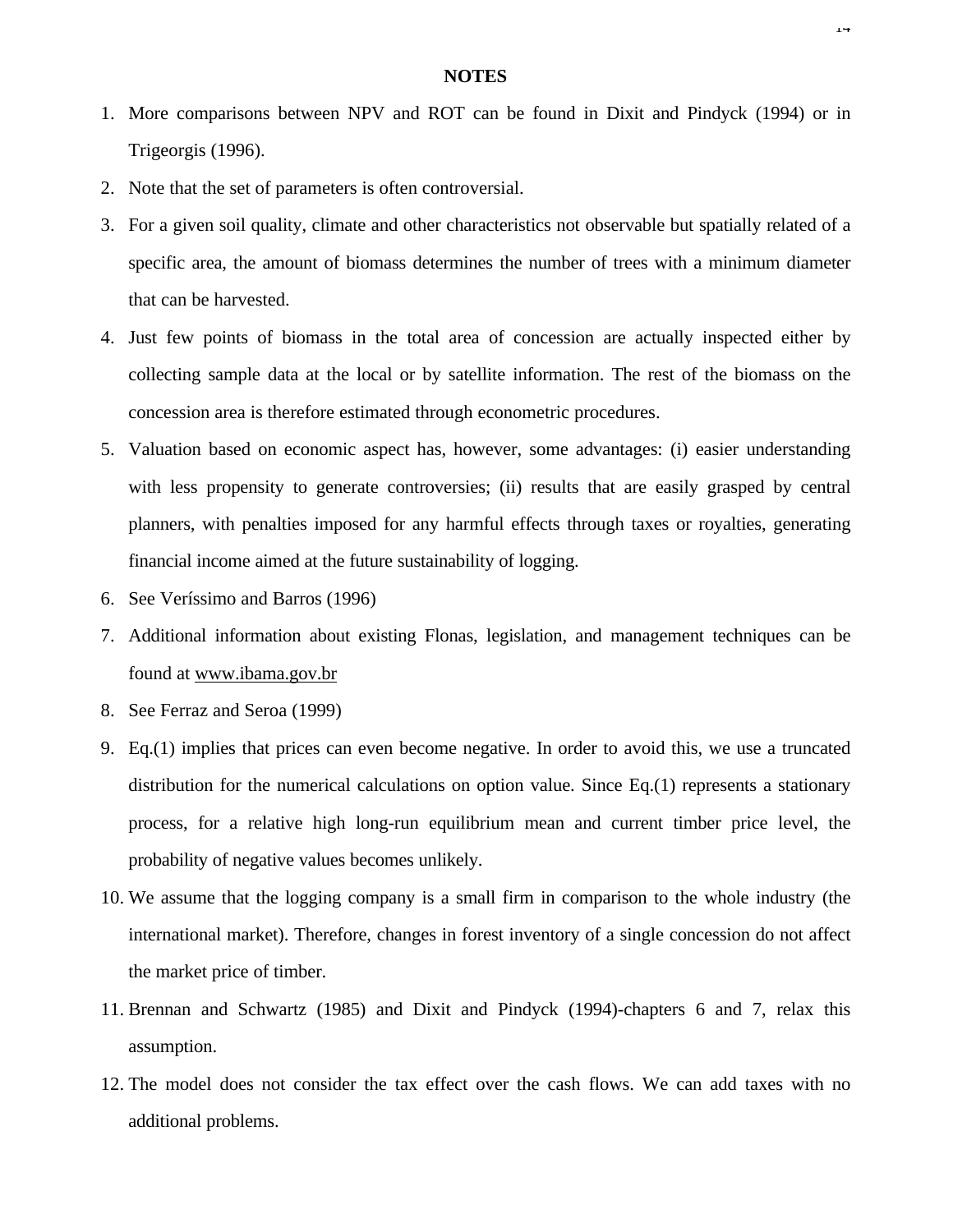## NOTES

1. More comparisons between NPV and ROT can be found in Dixit and Pindyck (1994) or in Trigeorgis (1996).
2. Note that the set of parameters is often controversial.
3. For a given soil quality, climate and other characteristics not observable but spatially related of a specific area, the amount of biomass determines the number of trees with a minimum diameter that can be harvested.
4. Just few points of biomass in the total area of concession are actually inspected either by collecting sample data at the local or by satellite information. The rest of the biomass on the concession area is therefore estimated through econometric procedures.
5. Valuation based on economic aspect has, however, some advantages: (i) easier understanding with less propensity to generate controversies; (ii) results that are easily grasped by central planners, with penalties imposed for any harmful effects through taxes or royalties, generating financial income aimed at the future sustainability of logging.
6. See Veríssimo and Barros (1996)
7. Additional information about existing Flonas, legislation, and management techniques can be found at www.ibama.gov.br
8. See Ferraz and Seroa (1999)
9. Eq.(1) implies that prices can even become negative. In order to avoid this, we use a truncated distribution for the numerical calculations on option value. Since Eq.(1) represents a stationary process, for a relative high long-run equilibrium mean and current timber price level, the probability of negative values becomes unlikely.
10. We assume that the logging company is a small firm in comparison to the whole industry (the international market). Therefore, changes in forest inventory of a single concession do not affect the market price of timber.
11. Brennan and Schwartz (1985) and Dixit and Pindyck (1994)-chapters 6 and 7, relax this assumption.
12. The model does not consider the tax effect over the cash flows. We can add taxes with no additional problems.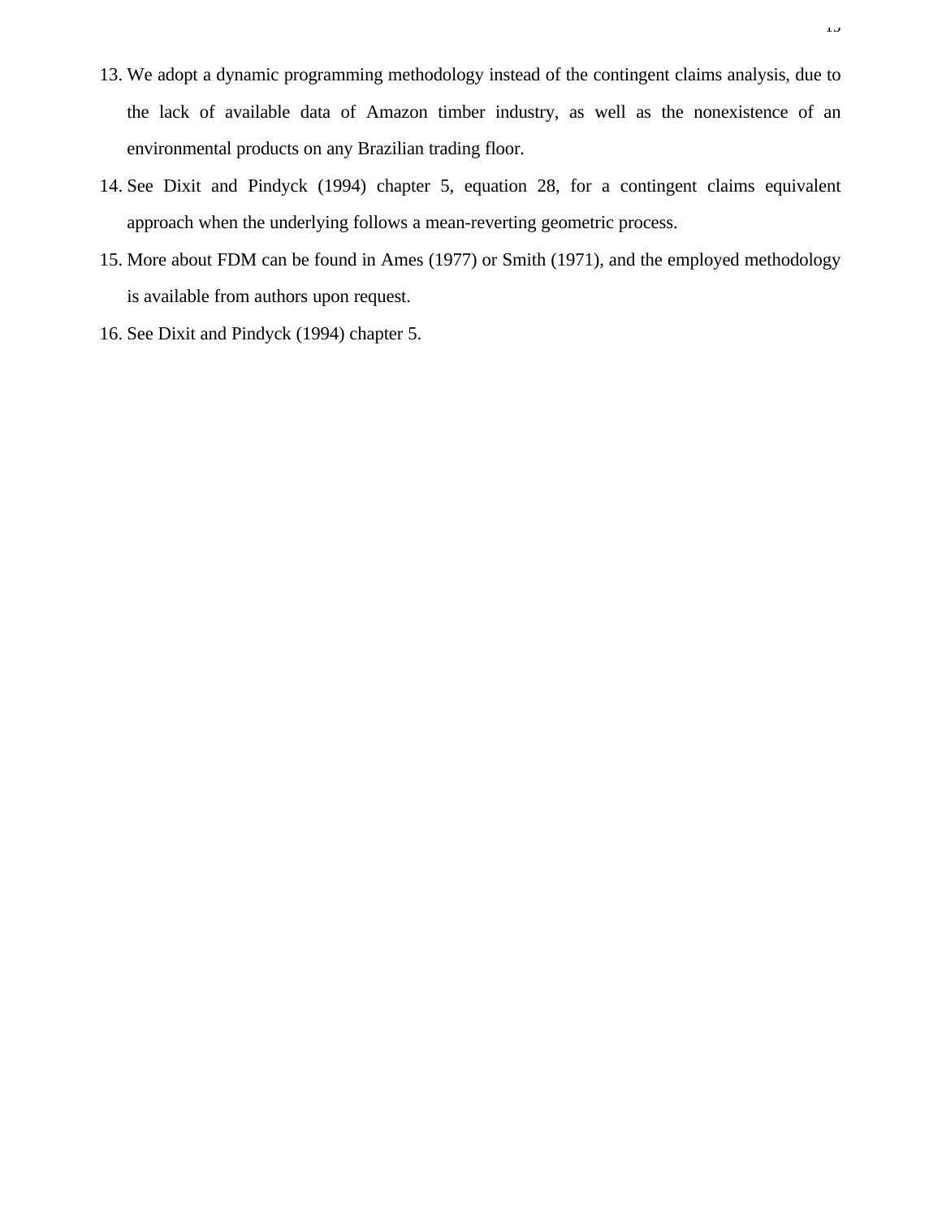13. We adopt a dynamic programming methodology instead of the contingent claims analysis, due to the lack of available data of Amazon timber industry, as well as the nonexistence of an environmental products on any Brazilian trading floor.
14. See Dixit and Pindyck (1994) chapter 5, equation 28, for a contingent claims equivalent approach when the underlying follows a mean-reverting geometric process.
15. More about FDM can be found in Ames (1977) or Smith (1971), and the employed methodology is available from authors upon request.
16. See Dixit and Pindyck (1994) chapter 5.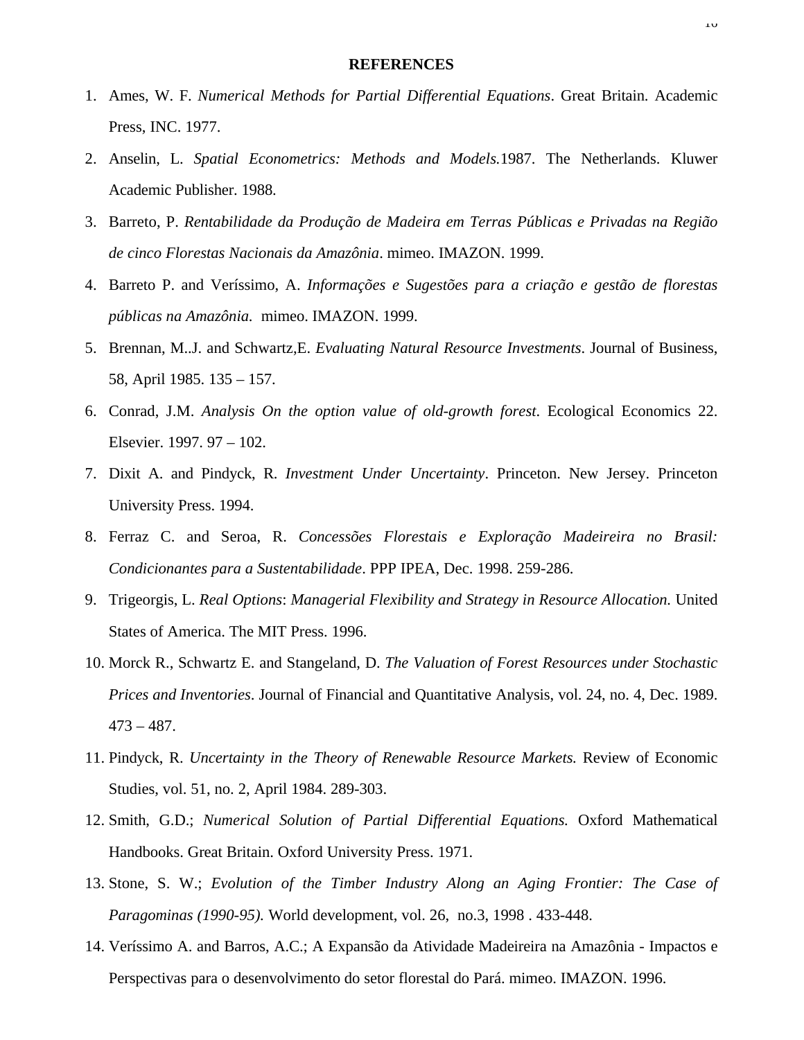## REFERENCES

1. Ames, W. F. *Numerical Methods for Partial Differential Equations*. Great Britain. Academic Press, INC. 1977.
2. Anselin, L. *Spatial Econometrics: Methods and Models.*1987. The Netherlands. Kluwer Academic Publisher. 1988.
3. Barreto, P. *Rentabilidade da Produção de Madeira em Terras Públicas e Privadas na Região de cinco Florestas Nacionais da Amazônia*. mimeo. IMAZON. 1999.
4. Barreto P. and Veríssimo, A. *Informações e Sugestões para a criação e gestão de florestas públicas na Amazônia.* mimeo. IMAZON. 1999.
5. Brennan, M..J. and Schwartz,E. *Evaluating Natural Resource Investments*. Journal of Business, 58, April 1985. 135 – 157.
6. Conrad, J.M. *Analysis On the option value of old-growth forest*. Ecological Economics 22. Elsevier. 1997. 97 – 102.
7. Dixit A. and Pindyck, R. *Investment Under Uncertainty*. Princeton. New Jersey. Princeton University Press. 1994.
8. Ferraz C. and Seroa, R. *Concessões Florestais e Exploração Madeireira no Brasil: Condicionantes para a Sustentabilidade*. PPP IPEA, Dec. 1998. 259-286.
9. Trigeorgis, L. *Real Options*: *Managerial Flexibility and Strategy in Resource Allocation.* United States of America. The MIT Press. 1996.
10. Morck R., Schwartz E. and Stangeland, D. *The Valuation of Forest Resources under Stochastic Prices and Inventories*. Journal of Financial and Quantitative Analysis, vol. 24, no. 4, Dec. 1989. 473 – 487.
11. Pindyck, R. *Uncertainty in the Theory of Renewable Resource Markets.* Review of Economic Studies, vol. 51, no. 2, April 1984. 289-303.
12. Smith, G.D.; *Numerical Solution of Partial Differential Equations.* Oxford Mathematical Handbooks. Great Britain. Oxford University Press. 1971.
13. Stone, S. W.; *Evolution of the Timber Industry Along an Aging Frontier: The Case of Paragominas (1990-95).* World development, vol. 26, no.3, 1998 . 433-448.
14. Veríssimo A. and Barros, A.C.; A Expansão da Atividade Madeireira na Amazônia - Impactos e Perspectivas para o desenvolvimento do setor florestal do Pará. mimeo. IMAZON. 1996.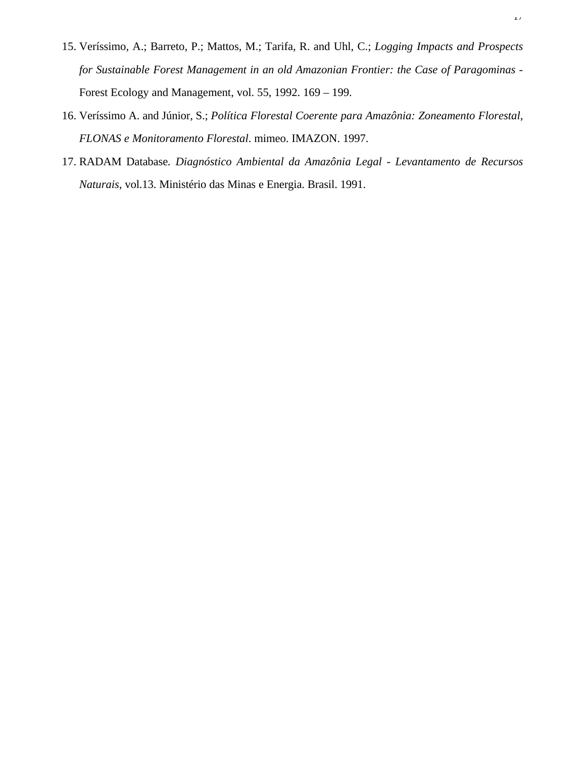15. Veríssimo, A.; Barreto, P.; Mattos, M.; Tarifa, R. and Uhl, C.; *Logging Impacts and Prospects for Sustainable Forest Management in an old Amazonian Frontier: the Case of Paragominas* - Forest Ecology and Management, vol. 55, 1992. 169 – 199.
16. Veríssimo A. and Júnior, S.; *Política Florestal Coerente para Amazônia: Zoneamento Florestal, FLONAS e Monitoramento Florestal*. mimeo. IMAZON. 1997.
17. RADAM Database. *Diagnóstico Ambiental da Amazônia Legal - Levantamento de Recursos Naturais*, vol.13. Ministério das Minas e Energia. Brasil. 1991.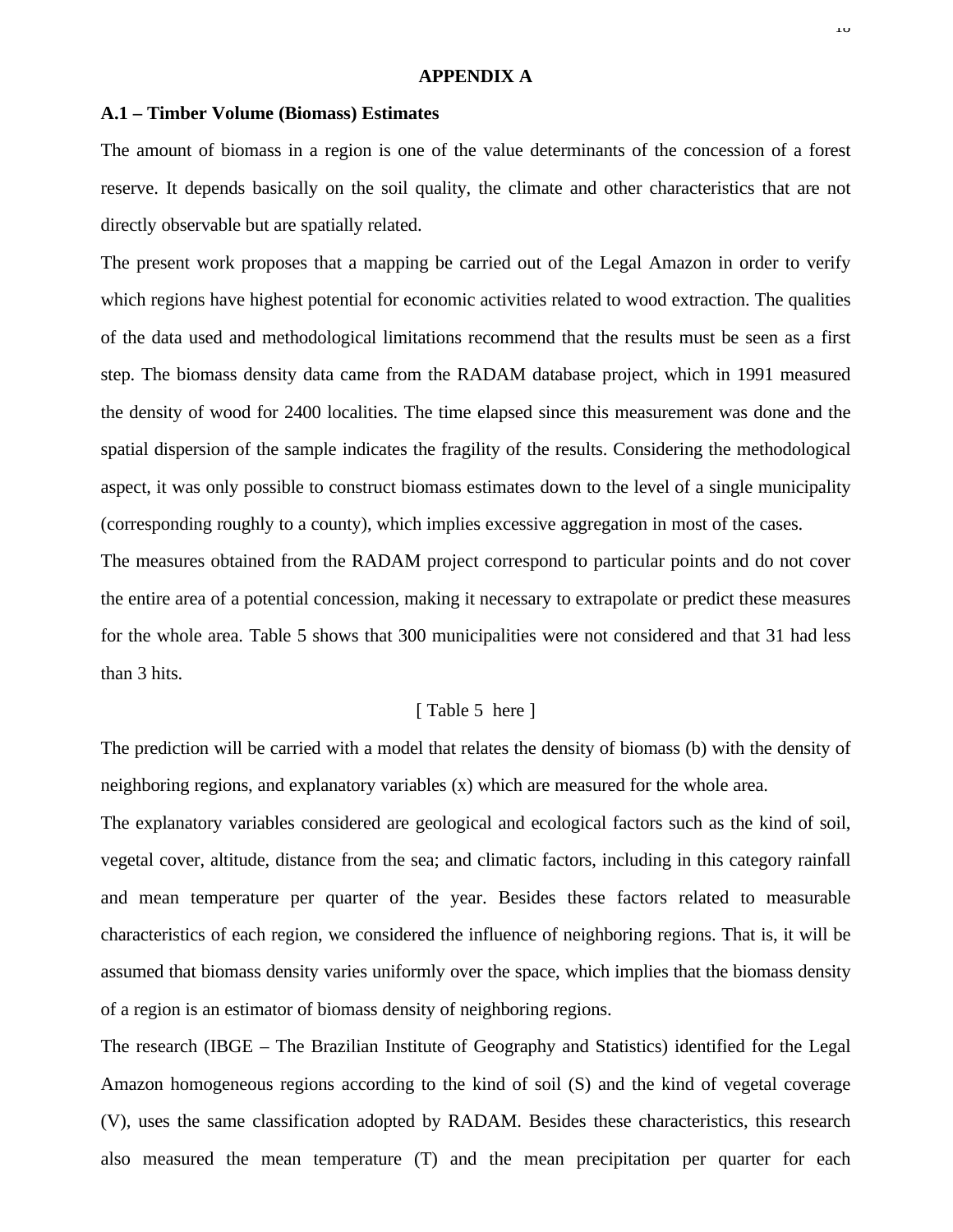# APPENDIX A

## A.1 – Timber Volume (Biomass) Estimates

The amount of biomass in a region is one of the value determinants of the concession of a forest reserve. It depends basically on the soil quality, the climate and other characteristics that are not directly observable but are spatially related.

The present work proposes that a mapping be carried out of the Legal Amazon in order to verify which regions have highest potential for economic activities related to wood extraction. The qualities of the data used and methodological limitations recommend that the results must be seen as a first step. The biomass density data came from the RADAM database project, which in 1991 measured the density of wood for 2400 localities. The time elapsed since this measurement was done and the spatial dispersion of the sample indicates the fragility of the results. Considering the methodological aspect, it was only possible to construct biomass estimates down to the level of a single municipality (corresponding roughly to a county), which implies excessive aggregation in most of the cases.

The measures obtained from the RADAM project correspond to particular points and do not cover the entire area of a potential concession, making it necessary to extrapolate or predict these measures for the whole area. Table 5 shows that 300 municipalities were not considered and that 31 had less than 3 hits.

[ Table 5 here ]

The prediction will be carried with a model that relates the density of biomass (b) with the density of neighboring regions, and explanatory variables (x) which are measured for the whole area.

The explanatory variables considered are geological and ecological factors such as the kind of soil, vegetal cover, altitude, distance from the sea; and climatic factors, including in this category rainfall and mean temperature per quarter of the year. Besides these factors related to measurable characteristics of each region, we considered the influence of neighboring regions. That is, it will be assumed that biomass density varies uniformly over the space, which implies that the biomass density of a region is an estimator of biomass density of neighboring regions.

The research (IBGE – The Brazilian Institute of Geography and Statistics) identified for the Legal Amazon homogeneous regions according to the kind of soil (S) and the kind of vegetal coverage (V), uses the same classification adopted by RADAM. Besides these characteristics, this research also measured the mean temperature (T) and the mean precipitation per quarter for each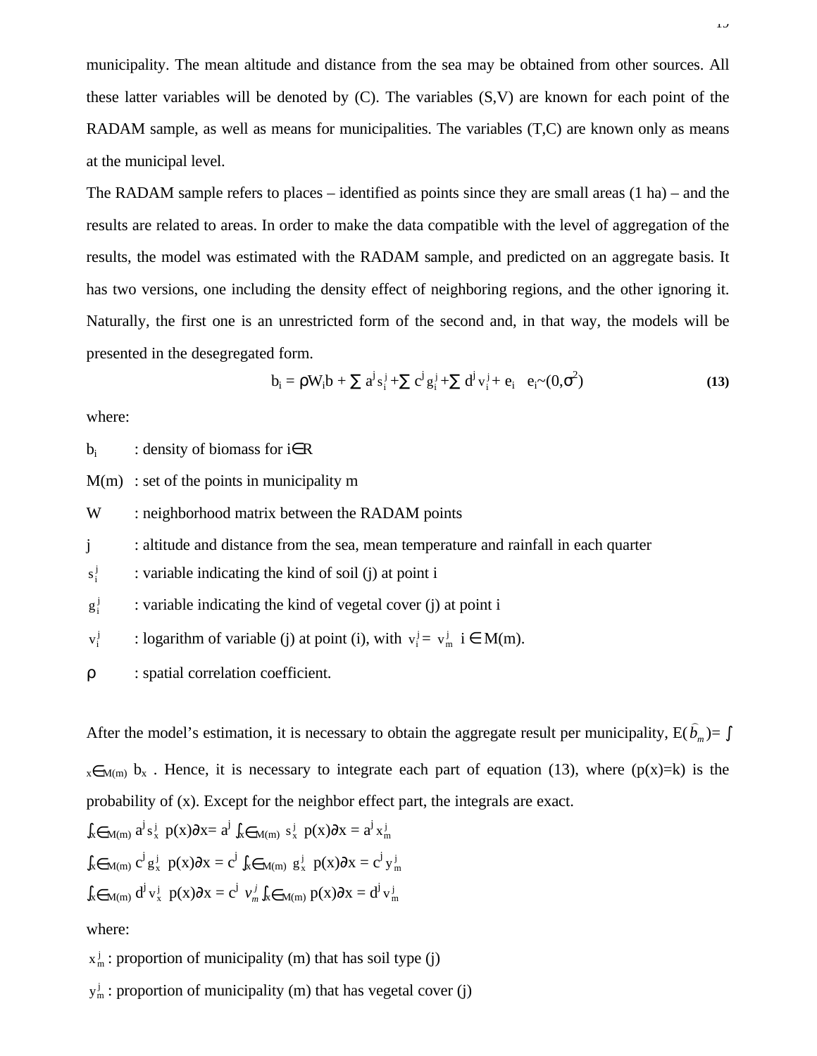municipality. The mean altitude and distance from the sea may be obtained from other sources. All these latter variables will be denoted by (C). The variables (S,V) are known for each point of the RADAM sample, as well as means for municipalities. The variables (T,C) are known only as means at the municipal level.

The RADAM sample refers to places – identified as points since they are small areas (1 ha) – and the results are related to areas. In order to make the data compatible with the level of aggregation of the results, the model was estimated with the RADAM sample, and predicted on an aggregate basis. It has two versions, one including the density effect of neighboring regions, and the other ignoring it. Naturally, the first one is an unrestricted form of the second and, in that way, the models will be presented in the desegregated form.

$$b_i = \rho W_i b + \sum a^j s_i^j + \sum c^j g_i^j + \sum d^j v_i^j + e_i \quad e_i \sim (0,\sigma^2) \qquad \textbf{(13)}$$

where:

$b_i$ : density of biomass for $i \in R$

$M(m)$ : set of the points in municipality m

$W$ : neighborhood matrix between the RADAM points

$j$ : altitude and distance from the sea, mean temperature and rainfall in each quarter

$s_i^j$ : variable indicating the kind of soil (j) at point i

$g_i^j$ : variable indicating the kind of vegetal cover (j) at point i

$v_i^j$ : logarithm of variable (j) at point (i), with $v_i^j = v_m^j \;\; i \in M(m)$.

$\rho$ : spatial correlation coefficient.

After the model's estimation, it is necessary to obtain the aggregate result per municipality, $E(\hat{b}_m) = \int_{x \in M(m)} b_x$ . Hence, it is necessary to integrate each part of equation (13), where (p(x)=k) is the probability of (x). Except for the neighbor effect part, the integrals are exact.

$$\int_{x \in M(m)} a^j s_x^j \, p(x)\partial x = a^j \int_{x \in M(m)} s_x^j \, p(x)\partial x = a^j x_m^j$$

$$\int_{x \in M(m)} c^j g_x^j \, p(x)\partial x = c^j \int_{x \in M(m)} g_x^j \, p(x)\partial x = c^j y_m^j$$

$$\int_{x \in M(m)} d^j v_x^j \, p(x)\partial x = c^j \, v_m^j \int_{x \in M(m)} p(x)\partial x = d^j v_m^j$$

where:

$x_m^j$ : proportion of municipality (m) that has soil type (j)

$y_m^j$ : proportion of municipality (m) that has vegetal cover (j)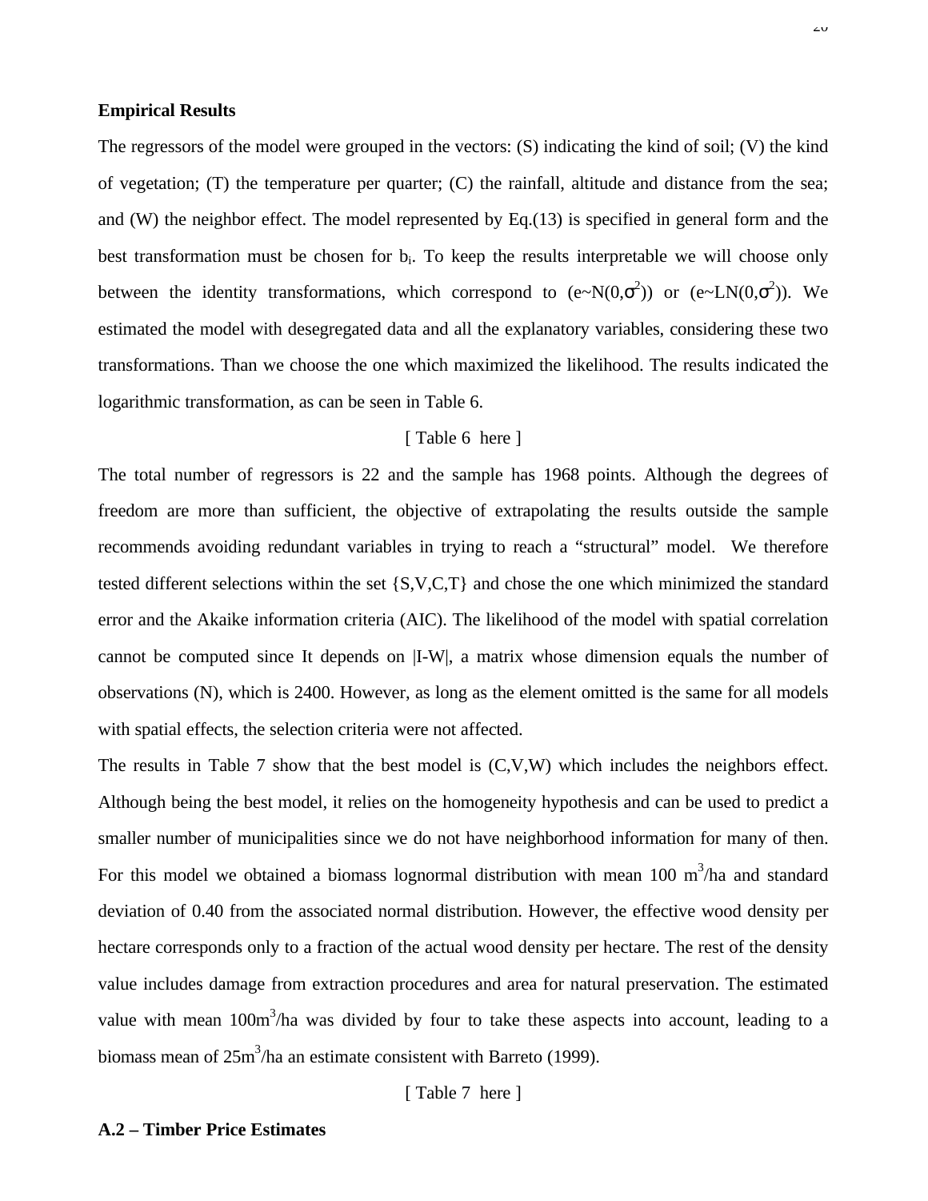**Empirical Results**

The regressors of the model were grouped in the vectors: (S) indicating the kind of soil; (V) the kind of vegetation; (T) the temperature per quarter; (C) the rainfall, altitude and distance from the sea; and (W) the neighbor effect. The model represented by Eq.(13) is specified in general form and the best transformation must be chosen for $b_i$. To keep the results interpretable we will choose only between the identity transformations, which correspond to ($e \sim N(0,\sigma^2)$) or ($e \sim LN(0,\sigma^2)$). We estimated the model with desegregated data and all the explanatory variables, considering these two transformations. Than we choose the one which maximized the likelihood. The results indicated the logarithmic transformation, as can be seen in Table 6.

[ Table 6 here ]

The total number of regressors is 22 and the sample has 1968 points. Although the degrees of freedom are more than sufficient, the objective of extrapolating the results outside the sample recommends avoiding redundant variables in trying to reach a "structural" model. We therefore tested different selections within the set {S,V,C,T} and chose the one which minimized the standard error and the Akaike information criteria (AIC). The likelihood of the model with spatial correlation cannot be computed since It depends on |I-W|, a matrix whose dimension equals the number of observations (N), which is 2400. However, as long as the element omitted is the same for all models with spatial effects, the selection criteria were not affected.

The results in Table 7 show that the best model is (C,V,W) which includes the neighbors effect. Although being the best model, it relies on the homogeneity hypothesis and can be used to predict a smaller number of municipalities since we do not have neighborhood information for many of then. For this model we obtained a biomass lognormal distribution with mean 100 $m^3$/ha and standard deviation of 0.40 from the associated normal distribution. However, the effective wood density per hectare corresponds only to a fraction of the actual wood density per hectare. The rest of the density value includes damage from extraction procedures and area for natural preservation. The estimated value with mean 100$m^3$/ha was divided by four to take these aspects into account, leading to a biomass mean of 25$m^3$/ha an estimate consistent with Barreto (1999).

[ Table 7 here ]

**A.2 – Timber Price Estimates**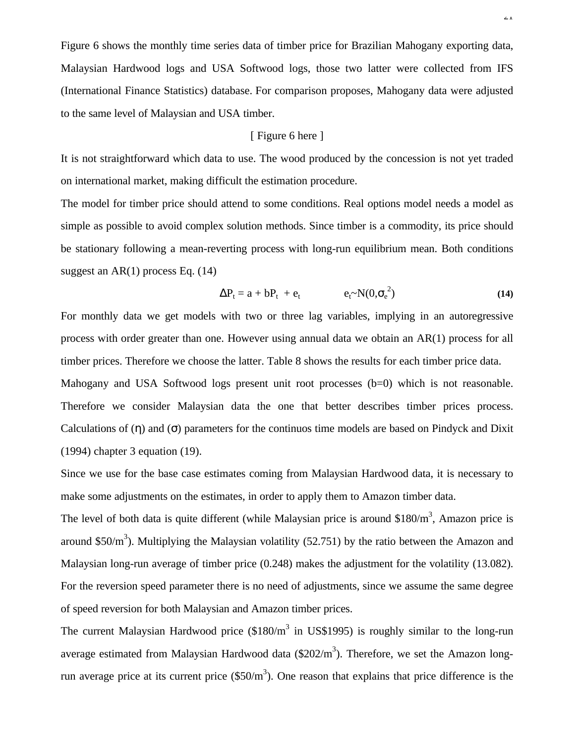Figure 6 shows the monthly time series data of timber price for Brazilian Mahogany exporting data, Malaysian Hardwood logs and USA Softwood logs, those two latter were collected from IFS (International Finance Statistics) database. For comparison proposes, Mahogany data were adjusted to the same level of Malaysian and USA timber.

[ Figure 6 here ]

It is not straightforward which data to use. The wood produced by the concession is not yet traded on international market, making difficult the estimation procedure.

The model for timber price should attend to some conditions. Real options model needs a model as simple as possible to avoid complex solution methods. Since timber is a commodity, its price should be stationary following a mean-reverting process with long-run equilibrium mean. Both conditions suggest an AR(1) process Eq. (14)

$$\Delta P_t = a + bP_t + e_t \qquad e_t \sim N(0,\sigma_e^2) \tag{14}$$

For monthly data we get models with two or three lag variables, implying in an autoregressive process with order greater than one. However using annual data we obtain an AR(1) process for all timber prices. Therefore we choose the latter. Table 8 shows the results for each timber price data.

Mahogany and USA Softwood logs present unit root processes (b=0) which is not reasonable. Therefore we consider Malaysian data the one that better describes timber prices process. Calculations of ($\eta$) and ($\sigma$) parameters for the continuos time models are based on Pindyck and Dixit (1994) chapter 3 equation (19).

Since we use for the base case estimates coming from Malaysian Hardwood data, it is necessary to make some adjustments on the estimates, in order to apply them to Amazon timber data.

The level of both data is quite different (while Malaysian price is around $180/m$^3$, Amazon price is around $50/m$^3$). Multiplying the Malaysian volatility (52.751) by the ratio between the Amazon and Malaysian long-run average of timber price (0.248) makes the adjustment for the volatility (13.082). For the reversion speed parameter there is no need of adjustments, since we assume the same degree of speed reversion for both Malaysian and Amazon timber prices.

The current Malaysian Hardwood price ($180/m$^3$ in US$1995) is roughly similar to the long-run average estimated from Malaysian Hardwood data ($202/m$^3$). Therefore, we set the Amazon long-run average price at its current price ($50/m$^3$). One reason that explains that price difference is the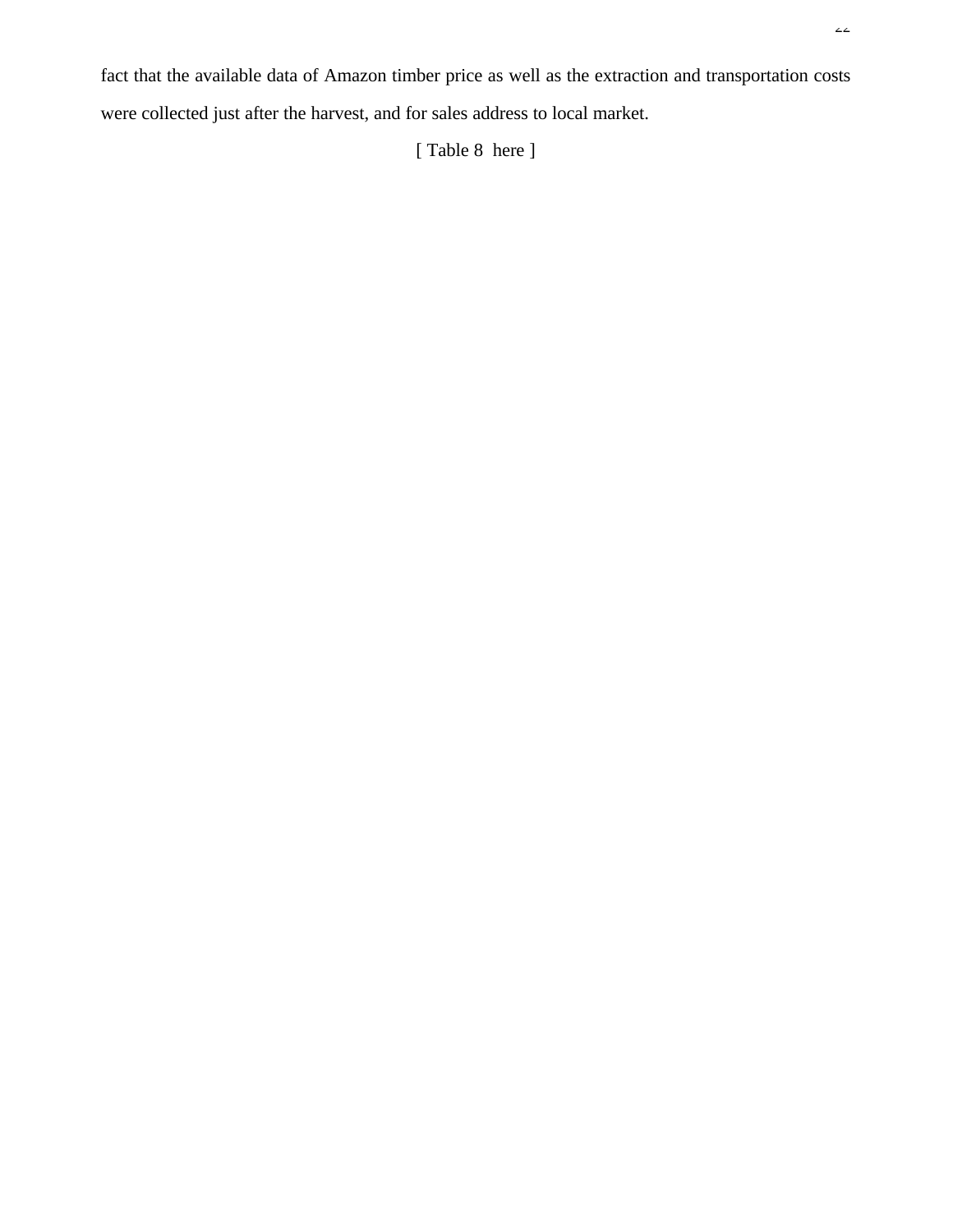fact that the available data of Amazon timber price as well as the extraction and transportation costs were collected just after the harvest, and for sales address to local market.

[ Table 8 here ]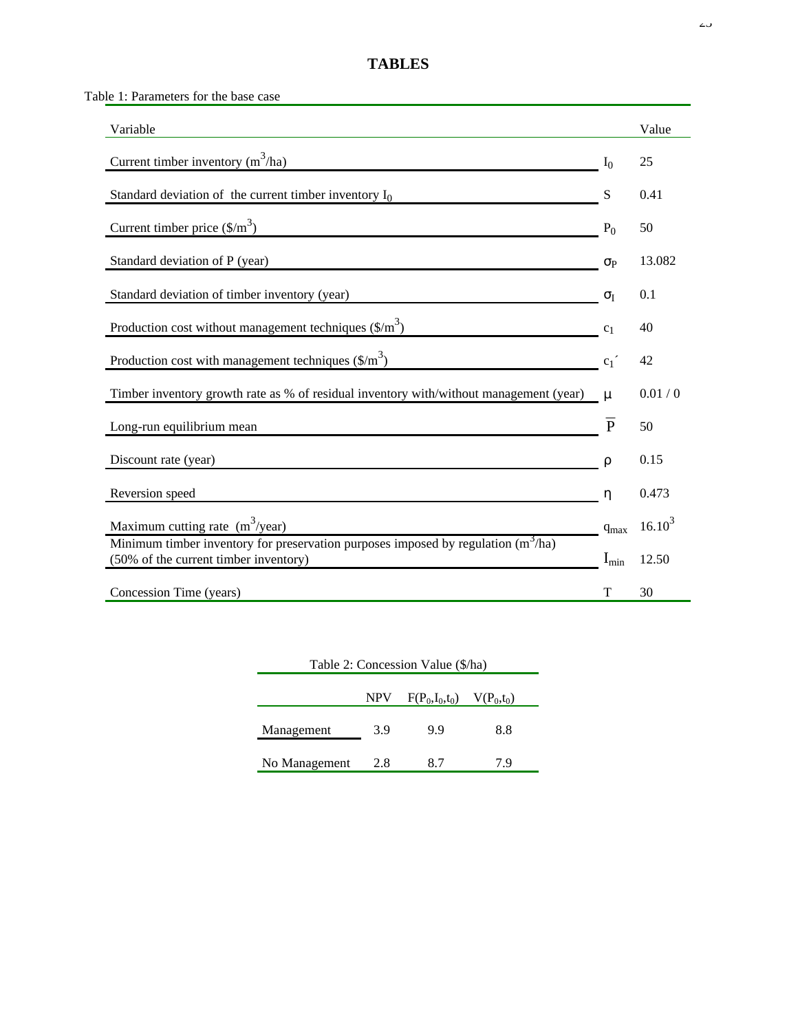# TABLES

Table 1: Parameters for the base case

| Variable | | Value |
|---|---|---|
| Current timber inventory ($m^3$/ha) | $I_0$ | 25 |
| Standard deviation of the current timber inventory $I_0$ | S | 0.41 |
| Current timber price ($/$m^3$) | $P_0$ | 50 |
| Standard deviation of P (year) | $\sigma_P$ | 13.082 |
| Standard deviation of timber inventory (year) | $\sigma_I$ | 0.1 |
| Production cost without management techniques ($/$m^3$) | $c_1$ | 40 |
| Production cost with management techniques ($/$m^3$) | $c_1'$ | 42 |
| Timber inventory growth rate as % of residual inventory with/without management (year) | $\mu$ | 0.01 / 0 |
| Long-run equilibrium mean | $\overline{P}$ | 50 |
| Discount rate (year) | $\rho$ | 0.15 |
| Reversion speed | $\eta$ | 0.473 |
| Maximum cutting rate ($m^3$/year) | $q_{max}$ | $16.10^3$ |
| Minimum timber inventory for preservation purposes imposed by regulation ($m^3$/ha) (50% of the current timber inventory) | $I_{min}$ | 12.50 |
| Concession Time (years) | T | 30 |

Table 2: Concession Value ($/ha)

| | NPV | $F(P_0,I_0,t_0)$ | $V(P_0,t_0)$ |
|---|---|---|---|
| Management | 3.9 | 9.9 | 8.8 |
| No Management | 2.8 | 8.7 | 7.9 |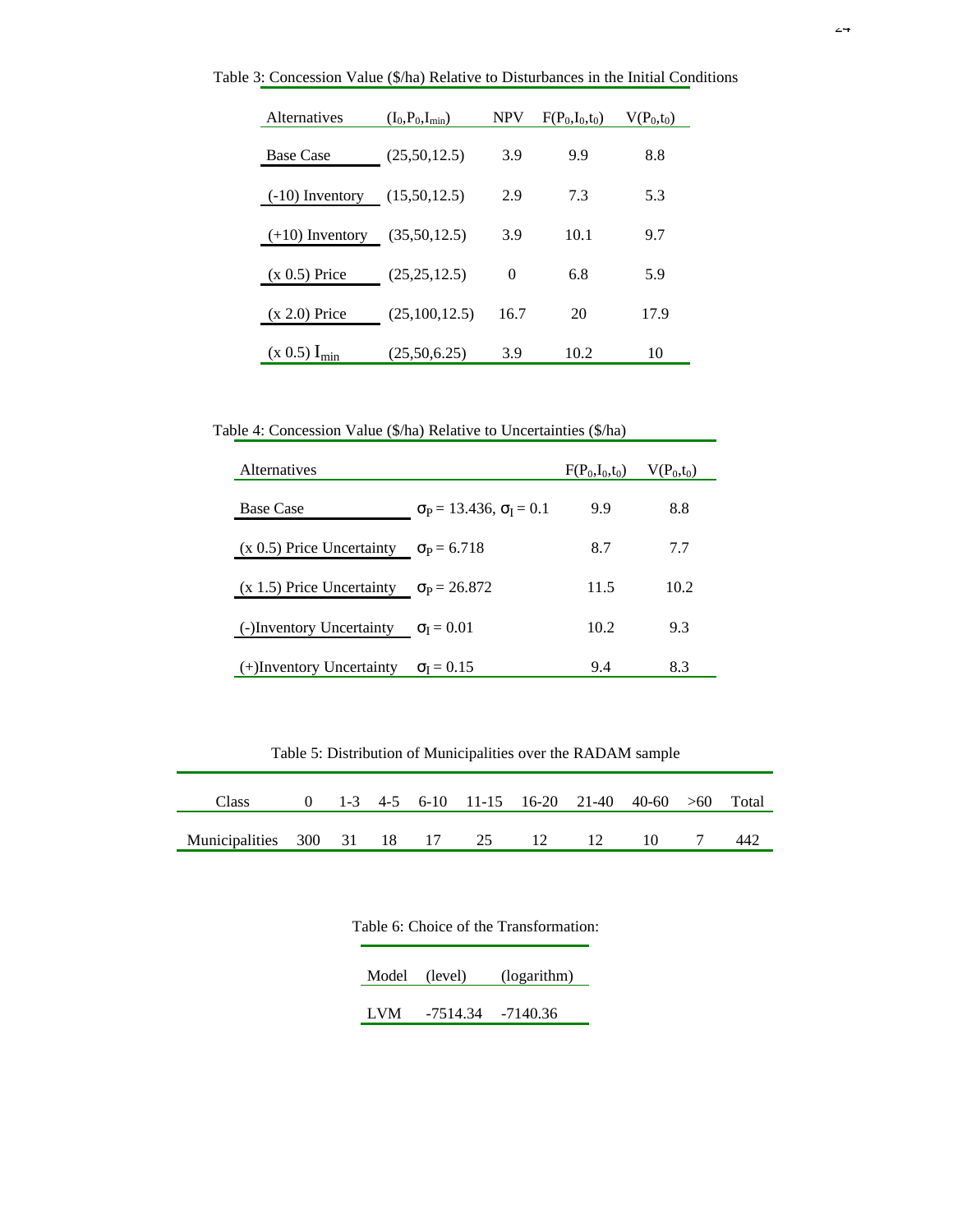Table 3: Concession Value ($/ha) Relative to Disturbances in the Initial Conditions

| Alternatives | $(I_0,P_0,I_{min})$ | NPV | $F(P_0,I_0,t_0)$ | $V(P_0,t_0)$ |
|---|---|---|---|---|
| Base Case | (25,50,12.5) | 3.9 | 9.9 | 8.8 |
| (-10) Inventory | (15,50,12.5) | 2.9 | 7.3 | 5.3 |
| (+10) Inventory | (35,50,12.5) | 3.9 | 10.1 | 9.7 |
| (x 0.5) Price | (25,25,12.5) | 0 | 6.8 | 5.9 |
| (x 2.0) Price | (25,100,12.5) | 16.7 | 20 | 17.9 |
| (x 0.5) $I_{min}$ | (25,50,6.25) | 3.9 | 10.2 | 10 |

Table 4: Concession Value ($/ha) Relative to Uncertainties ($/ha)

| Alternatives | | $F(P_0,I_0,t_0)$ | $V(P_0,t_0)$ |
|---|---|---|---|
| Base Case | $\sigma_P = 13.436$, $\sigma_I = 0.1$ | 9.9 | 8.8 |
| (x 0.5) Price Uncertainty | $\sigma_P = 6.718$ | 8.7 | 7.7 |
| (x 1.5) Price Uncertainty | $\sigma_P = 26.872$ | 11.5 | 10.2 |
| (-)Inventory Uncertainty | $\sigma_I = 0.01$ | 10.2 | 9.3 |
| (+)Inventory Uncertainty | $\sigma_I = 0.15$ | 9.4 | 8.3 |

Table 5: Distribution of Municipalities over the RADAM sample

| Class | 0 | 1-3 | 4-5 | 6-10 | 11-15 | 16-20 | 21-40 | 40-60 | >60 | Total |
|---|---|---|---|---|---|---|---|---|---|---|
| Municipalities | 300 | 31 | 18 | 17 | 25 | 12 | 12 | 10 | 7 | 442 |

Table 6: Choice of the Transformation:

| Model | (level) | (logarithm) |
|---|---|---|
| LVM | -7514.34 | -7140.36 |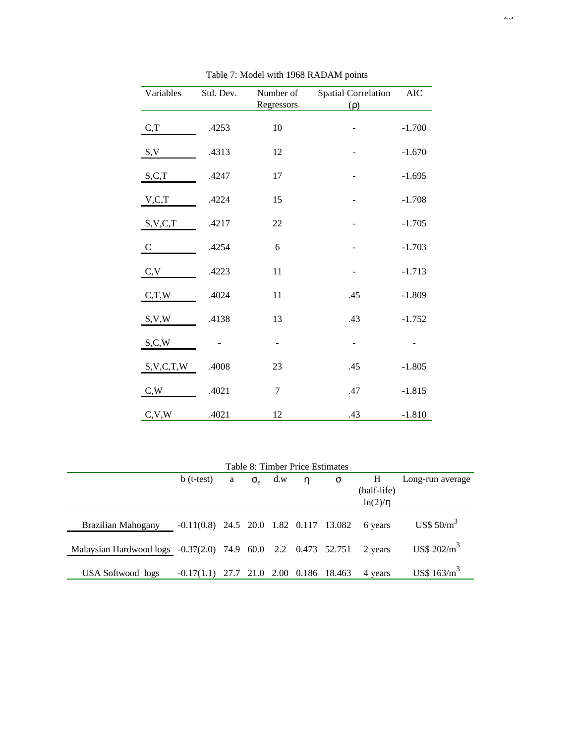Table 7: Model with 1968 RADAM points

| Variables | Std. Dev. | Number of Regressors | Spatial Correlation ($\rho$) | AIC |
|---|---|---|---|---|
| C,T | .4253 | 10 | - | -1.700 |
| S,V | .4313 | 12 | - | -1.670 |
| S,C,T | .4247 | 17 | - | -1.695 |
| V,C,T | .4224 | 15 | - | -1.708 |
| S,V,C,T | .4217 | 22 | - | -1.705 |
| C | .4254 | 6 | - | -1.703 |
| C,V | .4223 | 11 | - | -1.713 |
| C,T,W | .4024 | 11 | .45 | -1.809 |
| S,V,W | .4138 | 13 | .43 | -1.752 |
| S,C,W | - | - | - | - |
| S,V,C,T,W | .4008 | 23 | .45 | -1.805 |
| C,W | .4021 | 7 | .47 | -1.815 |
| C,V,W | .4021 | 12 | .43 | -1.810 |

Table 8: Timber Price Estimates

| | b (t-test) | a | $\sigma_e$ | d.w | $\eta$ | $\sigma$ | H (half-life) $\ln(2)/\eta$ | Long-run average |
|---|---|---|---|---|---|---|---|---|
| Brazilian Mahogany | -0.11(0.8) | 24.5 | 20.0 | 1.82 | 0.117 | 13.082 | 6 years | US\$ 50/$m^3$ |
| Malaysian Hardwood logs | -0.37(2.0) | 74.9 | 60.0 | 2.2 | 0.473 | 52.751 | 2 years | US\$ 202/$m^3$ |
| USA Softwood logs | -0.17(1.1) | 27.7 | 21.0 | 2.00 | 0.186 | 18.463 | 4 years | US\$ 163/$m^3$ |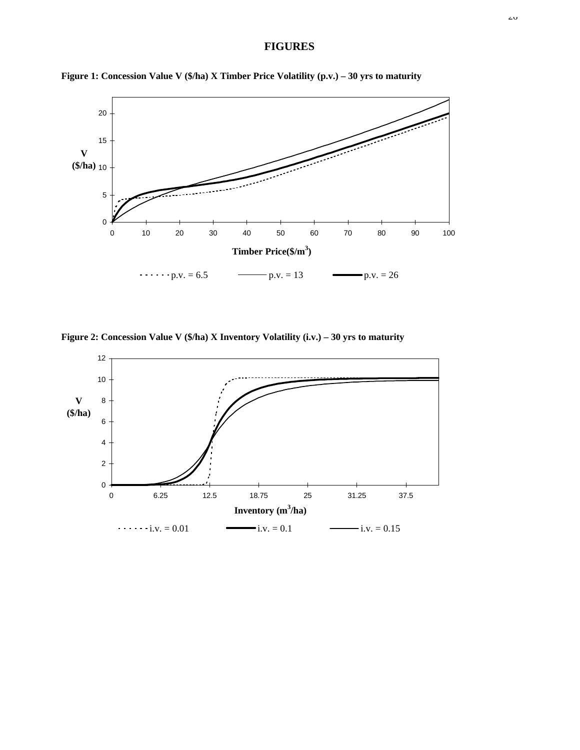**FIGURES**

**Figure 1: Concession Value V (\$/ha) X Timber Price Volatility (p.v.) – 30 yrs to maturity**

**Figure 2: Concession Value V (\$/ha) X Inventory Volatility (i.v.) – 30 yrs to maturity**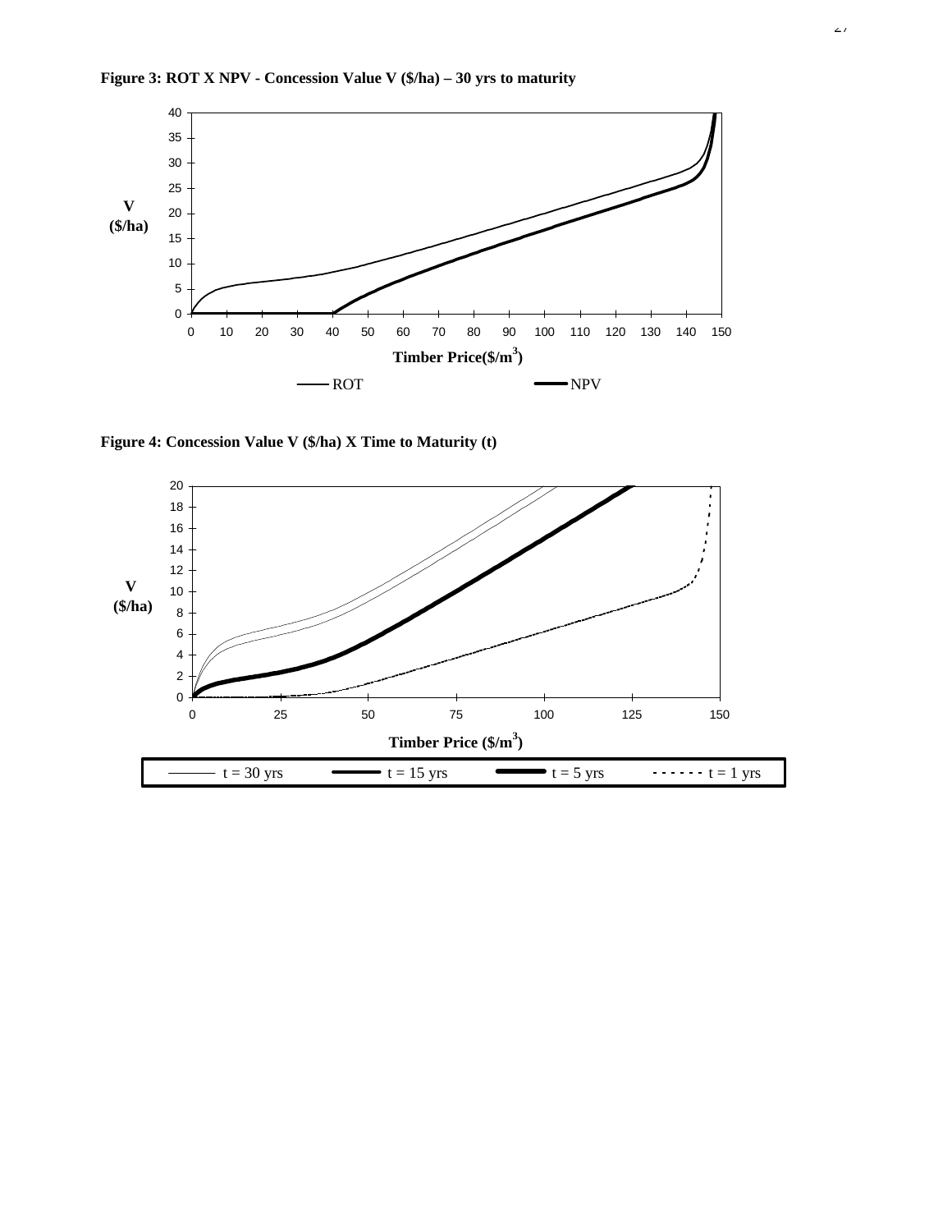**Figure 3: ROT X NPV - Concession Value V ($/ha) – 30 yrs to maturity**

**Figure 4: Concession Value V ($/ha) X Time to Maturity (t)**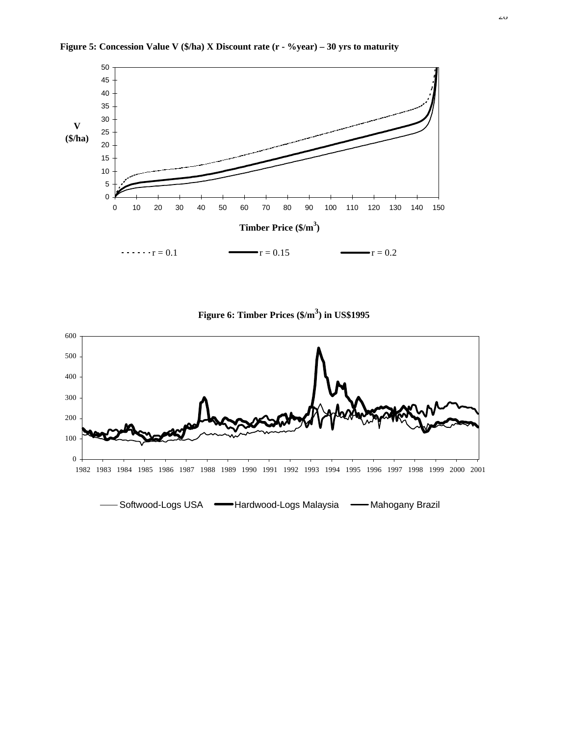**Figure 5: Concession Value V ($/ha) X Discount rate (r - %year) – 30 yrs to maturity**

V ($/ha)

50
45
40
35
30
25
20
15
10
5
0

0 10 20 30 40 50 60 70 80 90 100 110 120 130 140 150

**Timber Price ($/m$^3$)**

r = 0.1 r = 0.15 r = 0.2

**Figure 6: Timber Prices ($/m$^3$) in US$1995**

600
500
400
300
200
100
0

1982 1983 1984 1985 1986 1987 1988 1989 1990 1991 1992 1993 1994 1995 1996 1997 1998 1999 2000 2001

Softwood-Logs USA Hardwood-Logs Malaysia Mahogany Brazil